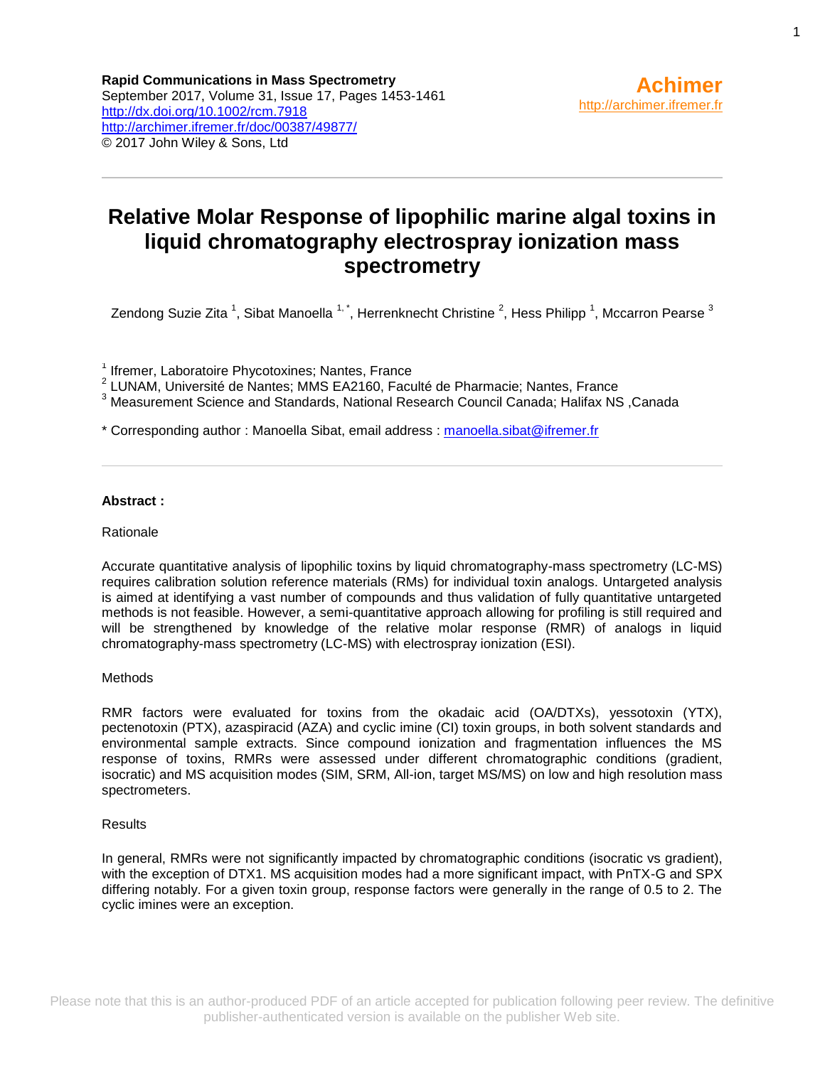Rapid Communications in Mass Spectrometry
September 2017, Volume 31, Issue 17, Pages 1453-1461
http://dx.doi.org/10.1002/rcm.7918
http://archimer.ifremer.fr/doc/00387/49877/
© 2017 John Wiley & Sons, Ltd

Achimer
http://archimer.ifremer.fr

# Relative Molar Response of lipophilic marine algal toxins in liquid chromatography electrospray ionization mass spectrometry

Zendong Suzie Zita [1], Sibat Manoella [1,*], Herrenknecht Christine [2], Hess Philipp [1], Mccarron Pearse [3]

[1] Ifremer, Laboratoire Phycotoxines; Nantes, France
[2] LUNAM, Université de Nantes; MMS EA2160, Faculté de Pharmacie; Nantes, France
[3] Measurement Science and Standards, National Research Council Canada; Halifax NS ,Canada

\* Corresponding author : Manoella Sibat, email address : manoella.sibat@ifremer.fr

---

**Abstract :**

Rationale

Accurate quantitative analysis of lipophilic toxins by liquid chromatography-mass spectrometry (LC-MS) requires calibration solution reference materials (RMs) for individual toxin analogs. Untargeted analysis is aimed at identifying a vast number of compounds and thus validation of fully quantitative untargeted methods is not feasible. However, a semi-quantitative approach allowing for profiling is still required and will be strengthened by knowledge of the relative molar response (RMR) of analogs in liquid chromatography-mass spectrometry (LC-MS) with electrospray ionization (ESI).

Methods

RMR factors were evaluated for toxins from the okadaic acid (OA/DTXs), yessotoxin (YTX), pectenotoxin (PTX), azaspiracid (AZA) and cyclic imine (CI) toxin groups, in both solvent standards and environmental sample extracts. Since compound ionization and fragmentation influences the MS response of toxins, RMRs were assessed under different chromatographic conditions (gradient, isocratic) and MS acquisition modes (SIM, SRM, All-ion, target MS/MS) on low and high resolution mass spectrometers.

Results

In general, RMRs were not significantly impacted by chromatographic conditions (isocratic vs gradient), with the exception of DTX1. MS acquisition modes had a more significant impact, with PnTX-G and SPX differing notably. For a given toxin group, response factors were generally in the range of 0.5 to 2. The cyclic imines were an exception.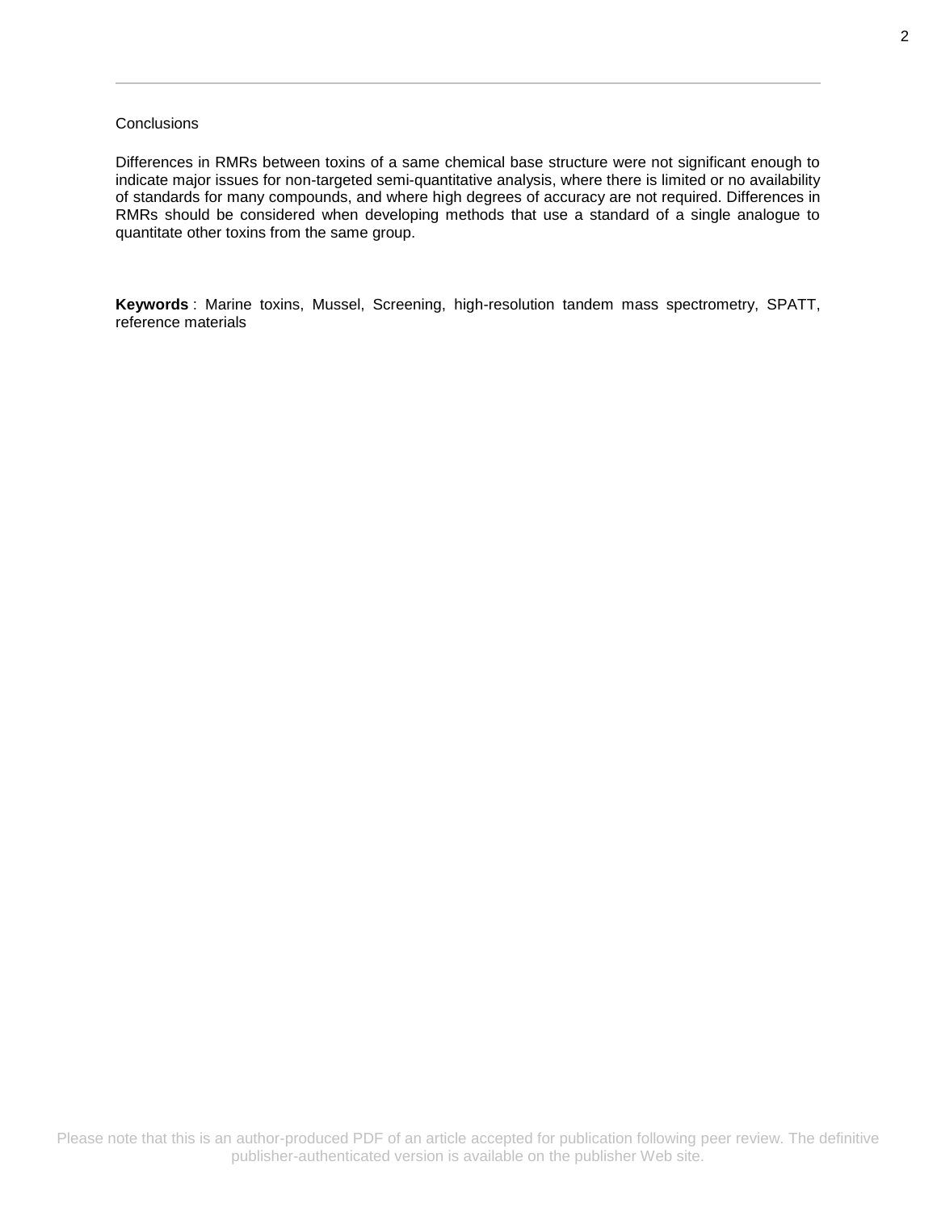Conclusions

Differences in RMRs between toxins of a same chemical base structure were not significant enough to indicate major issues for non-targeted semi-quantitative analysis, where there is limited or no availability of standards for many compounds, and where high degrees of accuracy are not required. Differences in RMRs should be considered when developing methods that use a standard of a single analogue to quantitate other toxins from the same group.

**Keywords** : Marine toxins, Mussel, Screening, high-resolution tandem mass spectrometry, SPATT, reference materials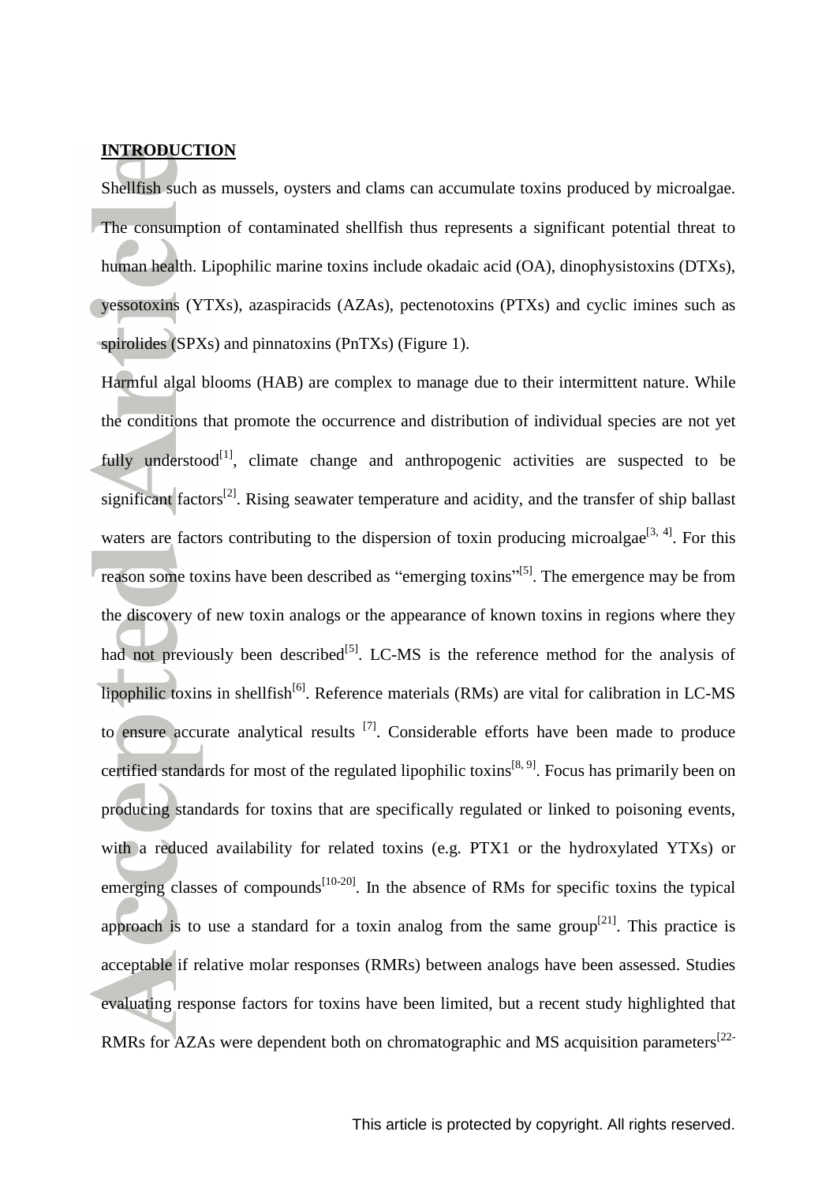## INTRODUCTION

Shellfish such as mussels, oysters and clams can accumulate toxins produced by microalgae. The consumption of contaminated shellfish thus represents a significant potential threat to human health. Lipophilic marine toxins include okadaic acid (OA), dinophysistoxins (DTXs), yessotoxins (YTXs), azaspiracids (AZAs), pectenotoxins (PTXs) and cyclic imines such as spirolides (SPXs) and pinnatoxins (PnTXs) (Figure 1).

Harmful algal blooms (HAB) are complex to manage due to their intermittent nature. While the conditions that promote the occurrence and distribution of individual species are not yet fully understood[1], climate change and anthropogenic activities are suspected to be significant factors[2]. Rising seawater temperature and acidity, and the transfer of ship ballast waters are factors contributing to the dispersion of toxin producing microalgae[3, 4]. For this reason some toxins have been described as "emerging toxins"[5]. The emergence may be from the discovery of new toxin analogs or the appearance of known toxins in regions where they had not previously been described[5]. LC-MS is the reference method for the analysis of lipophilic toxins in shellfish[6]. Reference materials (RMs) are vital for calibration in LC-MS to ensure accurate analytical results [7]. Considerable efforts have been made to produce certified standards for most of the regulated lipophilic toxins[8, 9]. Focus has primarily been on producing standards for toxins that are specifically regulated or linked to poisoning events, with a reduced availability for related toxins (e.g. PTX1 or the hydroxylated YTXs) or emerging classes of compounds[10-20]. In the absence of RMs for specific toxins the typical approach is to use a standard for a toxin analog from the same group[21]. This practice is acceptable if relative molar responses (RMRs) between analogs have been assessed. Studies evaluating response factors for toxins have been limited, but a recent study highlighted that RMRs for AZAs were dependent both on chromatographic and MS acquisition parameters[22-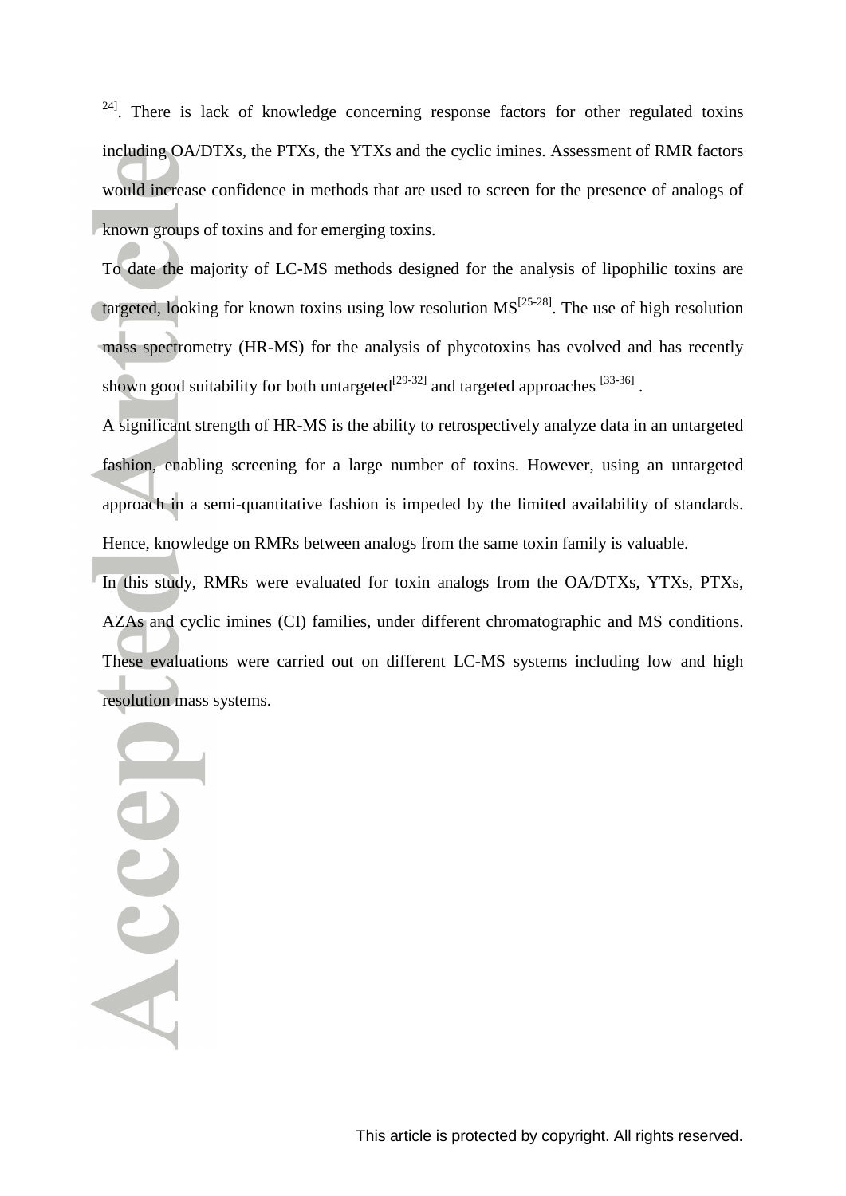24]. There is lack of knowledge concerning response factors for other regulated toxins including OA/DTXs, the PTXs, the YTXs and the cyclic imines. Assessment of RMR factors would increase confidence in methods that are used to screen for the presence of analogs of known groups of toxins and for emerging toxins.

To date the majority of LC-MS methods designed for the analysis of lipophilic toxins are targeted, looking for known toxins using low resolution MS[25-28]. The use of high resolution mass spectrometry (HR-MS) for the analysis of phycotoxins has evolved and has recently shown good suitability for both untargeted[29-32] and targeted approaches [33-36] .

A significant strength of HR-MS is the ability to retrospectively analyze data in an untargeted fashion, enabling screening for a large number of toxins. However, using an untargeted approach in a semi-quantitative fashion is impeded by the limited availability of standards. Hence, knowledge on RMRs between analogs from the same toxin family is valuable.

In this study, RMRs were evaluated for toxin analogs from the OA/DTXs, YTXs, PTXs, AZAs and cyclic imines (CI) families, under different chromatographic and MS conditions. These evaluations were carried out on different LC-MS systems including low and high resolution mass systems.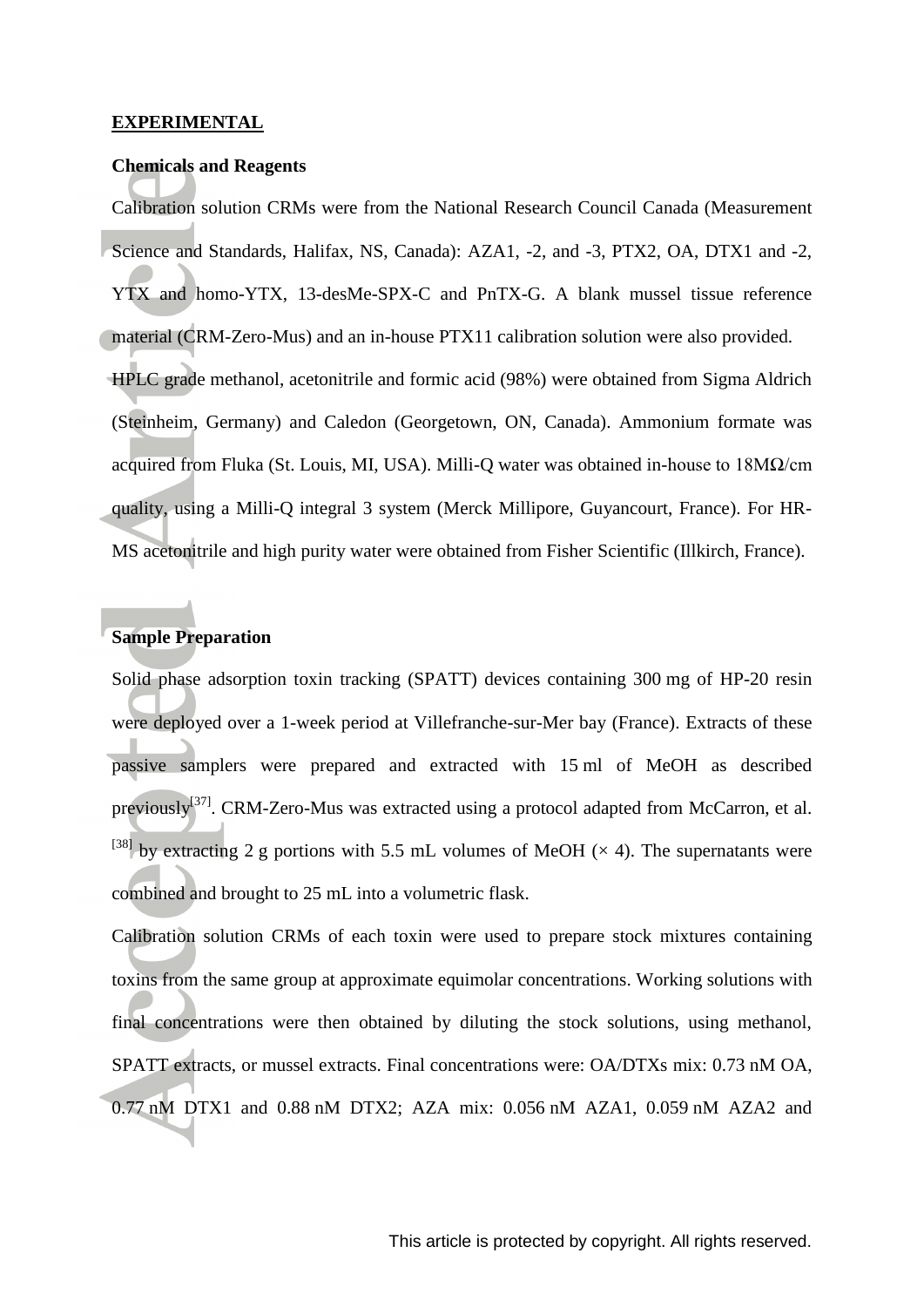## EXPERIMENTAL

### Chemicals and Reagents

Calibration solution CRMs were from the National Research Council Canada (Measurement Science and Standards, Halifax, NS, Canada): AZA1, -2, and -3, PTX2, OA, DTX1 and -2, YTX and homo-YTX, 13-desMe-SPX-C and PnTX-G. A blank mussel tissue reference material (CRM-Zero-Mus) and an in-house PTX11 calibration solution were also provided.

HPLC grade methanol, acetonitrile and formic acid (98%) were obtained from Sigma Aldrich (Steinheim, Germany) and Caledon (Georgetown, ON, Canada). Ammonium formate was acquired from Fluka (St. Louis, MI, USA). Milli-Q water was obtained in-house to 18MΩ/cm quality, using a Milli-Q integral 3 system (Merck Millipore, Guyancourt, France). For HR-MS acetonitrile and high purity water were obtained from Fisher Scientific (Illkirch, France).

### Sample Preparation

Solid phase adsorption toxin tracking (SPATT) devices containing 300 mg of HP-20 resin were deployed over a 1-week period at Villefranche-sur-Mer bay (France). Extracts of these passive samplers were prepared and extracted with 15 ml of MeOH as described previously[37]. CRM-Zero-Mus was extracted using a protocol adapted from McCarron, et al. [38] by extracting 2 g portions with 5.5 mL volumes of MeOH (× 4). The supernatants were combined and brought to 25 mL into a volumetric flask.

Calibration solution CRMs of each toxin were used to prepare stock mixtures containing toxins from the same group at approximate equimolar concentrations. Working solutions with final concentrations were then obtained by diluting the stock solutions, using methanol, SPATT extracts, or mussel extracts. Final concentrations were: OA/DTXs mix: 0.73 nM OA, 0.77 nM DTX1 and 0.88 nM DTX2; AZA mix: 0.056 nM AZA1, 0.059 nM AZA2 and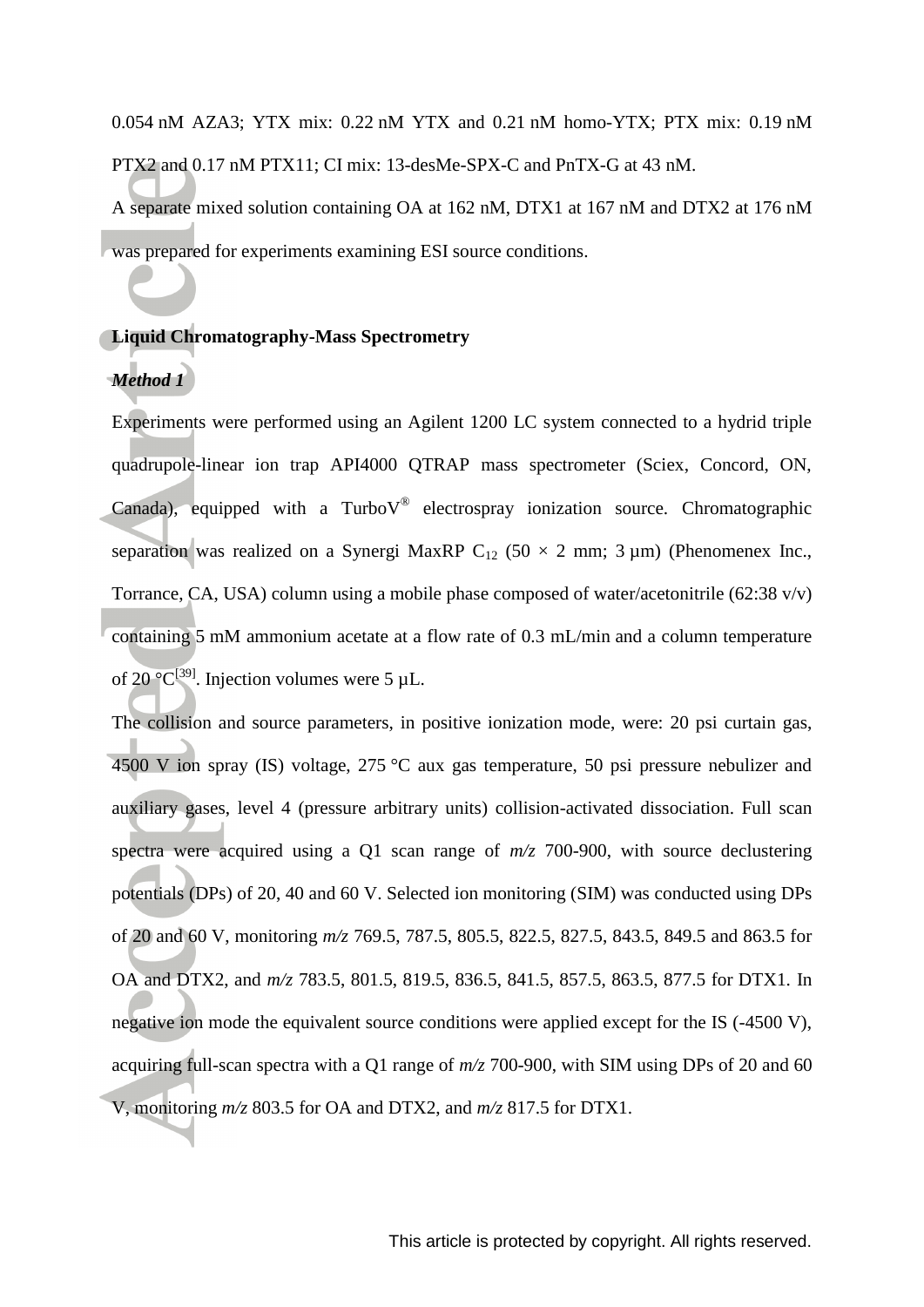0.054 nM AZA3; YTX mix: 0.22 nM YTX and 0.21 nM homo-YTX; PTX mix: 0.19 nM PTX2 and 0.17 nM PTX11; CI mix: 13-desMe-SPX-C and PnTX-G at 43 nM.

A separate mixed solution containing OA at 162 nM, DTX1 at 167 nM and DTX2 at 176 nM was prepared for experiments examining ESI source conditions.

## Liquid Chromatography-Mass Spectrometry

### *Method 1*

Experiments were performed using an Agilent 1200 LC system connected to a hydrid triple quadrupole-linear ion trap API4000 QTRAP mass spectrometer (Sciex, Concord, ON, Canada), equipped with a TurboV® electrospray ionization source. Chromatographic separation was realized on a Synergi MaxRP $C_{12}$ (50 × 2 mm; 3 µm) (Phenomenex Inc., Torrance, CA, USA) column using a mobile phase composed of water/acetonitrile (62:38 v/v) containing 5 mM ammonium acetate at a flow rate of 0.3 mL/min and a column temperature of 20 °C[39]. Injection volumes were 5 µL.

The collision and source parameters, in positive ionization mode, were: 20 psi curtain gas, 4500 V ion spray (IS) voltage, 275 °C aux gas temperature, 50 psi pressure nebulizer and auxiliary gases, level 4 (pressure arbitrary units) collision-activated dissociation. Full scan spectra were acquired using a Q1 scan range of *m/z* 700-900, with source declustering potentials (DPs) of 20, 40 and 60 V. Selected ion monitoring (SIM) was conducted using DPs of 20 and 60 V, monitoring *m/z* 769.5, 787.5, 805.5, 822.5, 827.5, 843.5, 849.5 and 863.5 for OA and DTX2, and *m/z* 783.5, 801.5, 819.5, 836.5, 841.5, 857.5, 863.5, 877.5 for DTX1. In negative ion mode the equivalent source conditions were applied except for the IS (-4500 V), acquiring full-scan spectra with a Q1 range of *m/z* 700-900, with SIM using DPs of 20 and 60 V, monitoring *m/z* 803.5 for OA and DTX2, and *m/z* 817.5 for DTX1.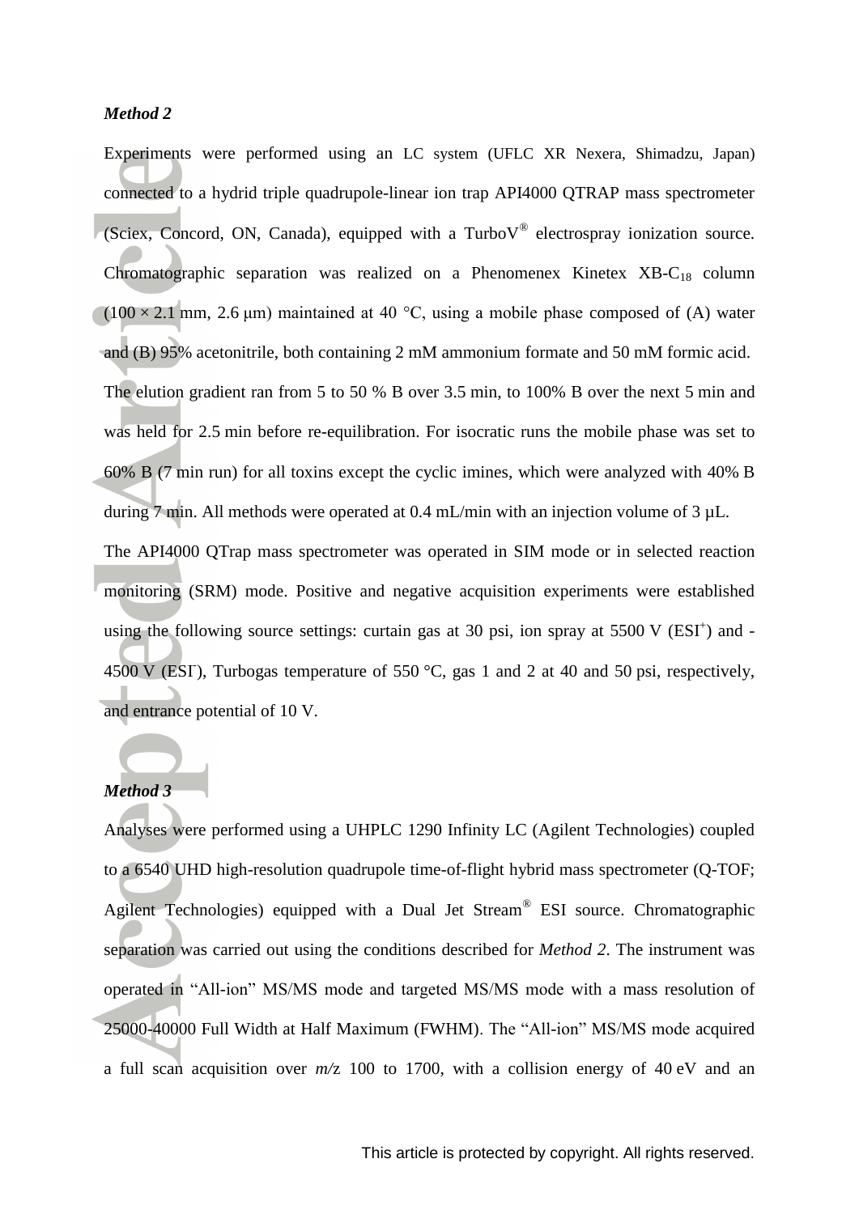### *Method 2*

Experiments were performed using an LC system (UFLC XR Nexera, Shimadzu, Japan) connected to a hydrid triple quadrupole-linear ion trap API4000 QTRAP mass spectrometer (Sciex, Concord, ON, Canada), equipped with a TurboV® electrospray ionization source. Chromatographic separation was realized on a Phenomenex Kinetex XB-$C_{18}$ column (100 × 2.1 mm, 2.6 μm) maintained at 40 °C, using a mobile phase composed of (A) water and (B) 95% acetonitrile, both containing 2 mM ammonium formate and 50 mM formic acid. The elution gradient ran from 5 to 50 % B over 3.5 min, to 100% B over the next 5 min and was held for 2.5 min before re-equilibration. For isocratic runs the mobile phase was set to 60% B (7 min run) for all toxins except the cyclic imines, which were analyzed with 40% B during 7 min. All methods were operated at 0.4 mL/min with an injection volume of 3 µL.

The API4000 QTrap mass spectrometer was operated in SIM mode or in selected reaction monitoring (SRM) mode. Positive and negative acquisition experiments were established using the following source settings: curtain gas at 30 psi, ion spray at 5500 V ($ESI^+$) and -4500 V ($ESI^-$), Turbogas temperature of 550 °C, gas 1 and 2 at 40 and 50 psi, respectively, and entrance potential of 10 V.

### *Method 3*

Analyses were performed using a UHPLC 1290 Infinity LC (Agilent Technologies) coupled to a 6540 UHD high-resolution quadrupole time-of-flight hybrid mass spectrometer (Q-TOF; Agilent Technologies) equipped with a Dual Jet Stream® ESI source. Chromatographic separation was carried out using the conditions described for *Method 2*. The instrument was operated in "All-ion" MS/MS mode and targeted MS/MS mode with a mass resolution of 25000-40000 Full Width at Half Maximum (FWHM). The "All-ion" MS/MS mode acquired a full scan acquisition over *m/z* 100 to 1700, with a collision energy of 40 eV and an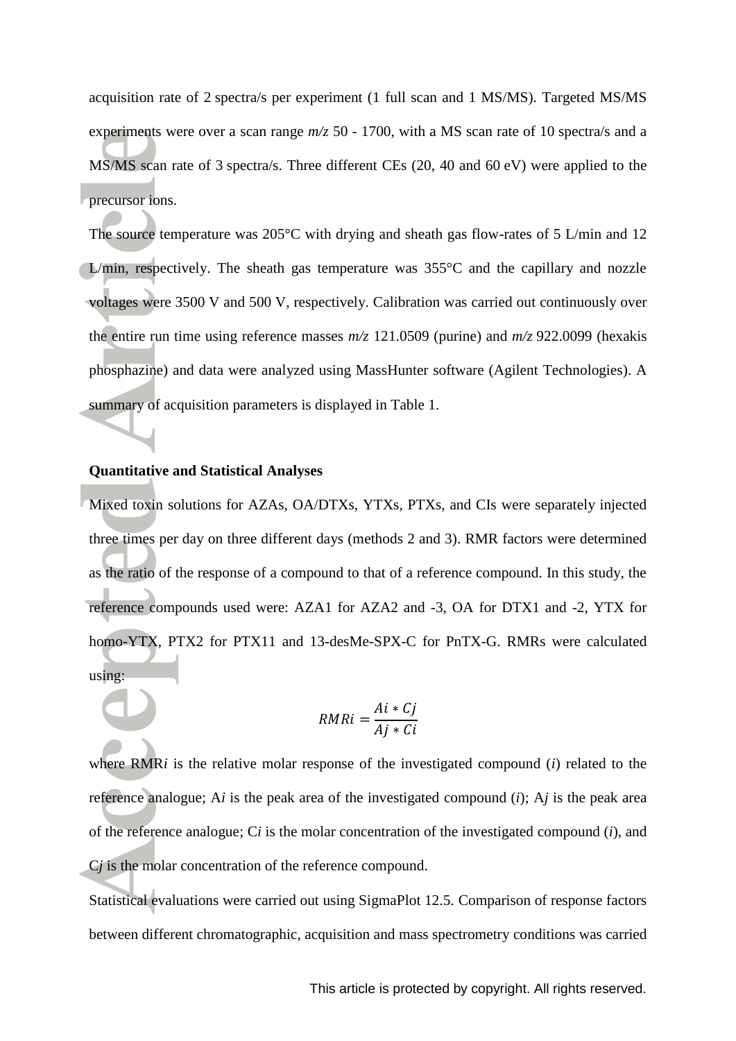acquisition rate of 2 spectra/s per experiment (1 full scan and 1 MS/MS). Targeted MS/MS experiments were over a scan range *m/z* 50 - 1700, with a MS scan rate of 10 spectra/s and a MS/MS scan rate of 3 spectra/s. Three different CEs (20, 40 and 60 eV) were applied to the precursor ions.

The source temperature was 205°C with drying and sheath gas flow-rates of 5 L/min and 12 L/min, respectively. The sheath gas temperature was 355°C and the capillary and nozzle voltages were 3500 V and 500 V, respectively. Calibration was carried out continuously over the entire run time using reference masses *m/z* 121.0509 (purine) and *m/z* 922.0099 (hexakis phosphazine) and data were analyzed using MassHunter software (Agilent Technologies). A summary of acquisition parameters is displayed in Table 1.

**Quantitative and Statistical Analyses**

Mixed toxin solutions for AZAs, OA/DTXs, YTXs, PTXs, and CIs were separately injected three times per day on three different days (methods 2 and 3). RMR factors were determined as the ratio of the response of a compound to that of a reference compound. In this study, the reference compounds used were: AZA1 for AZA2 and -3, OA for DTX1 and -2, YTX for homo-YTX, PTX2 for PTX11 and 13-desMe-SPX-C for PnTX-G. RMRs were calculated using:

$$RMRi = \frac{Ai * Cj}{Aj * Ci}$$

where RMR*i* is the relative molar response of the investigated compound (*i*) related to the reference analogue; A*i* is the peak area of the investigated compound (*i*); A*j* is the peak area of the reference analogue; C*i* is the molar concentration of the investigated compound (*i*), and C*j* is the molar concentration of the reference compound.

Statistical evaluations were carried out using SigmaPlot 12.5. Comparison of response factors between different chromatographic, acquisition and mass spectrometry conditions was carried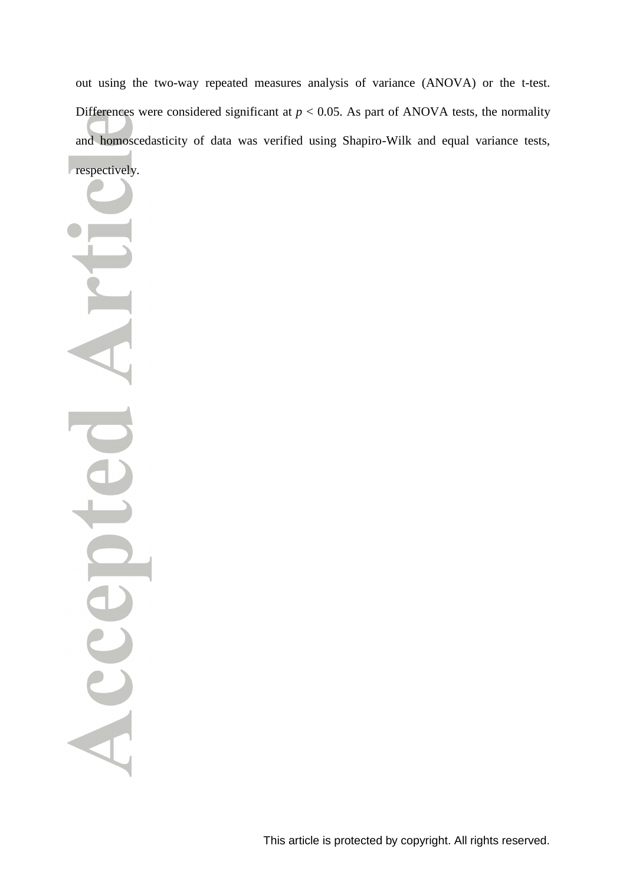out using the two-way repeated measures analysis of variance (ANOVA) or the t-test. Differences were considered significant at $p < 0.05$. As part of ANOVA tests, the normality and homoscedasticity of data was verified using Shapiro-Wilk and equal variance tests, respectively.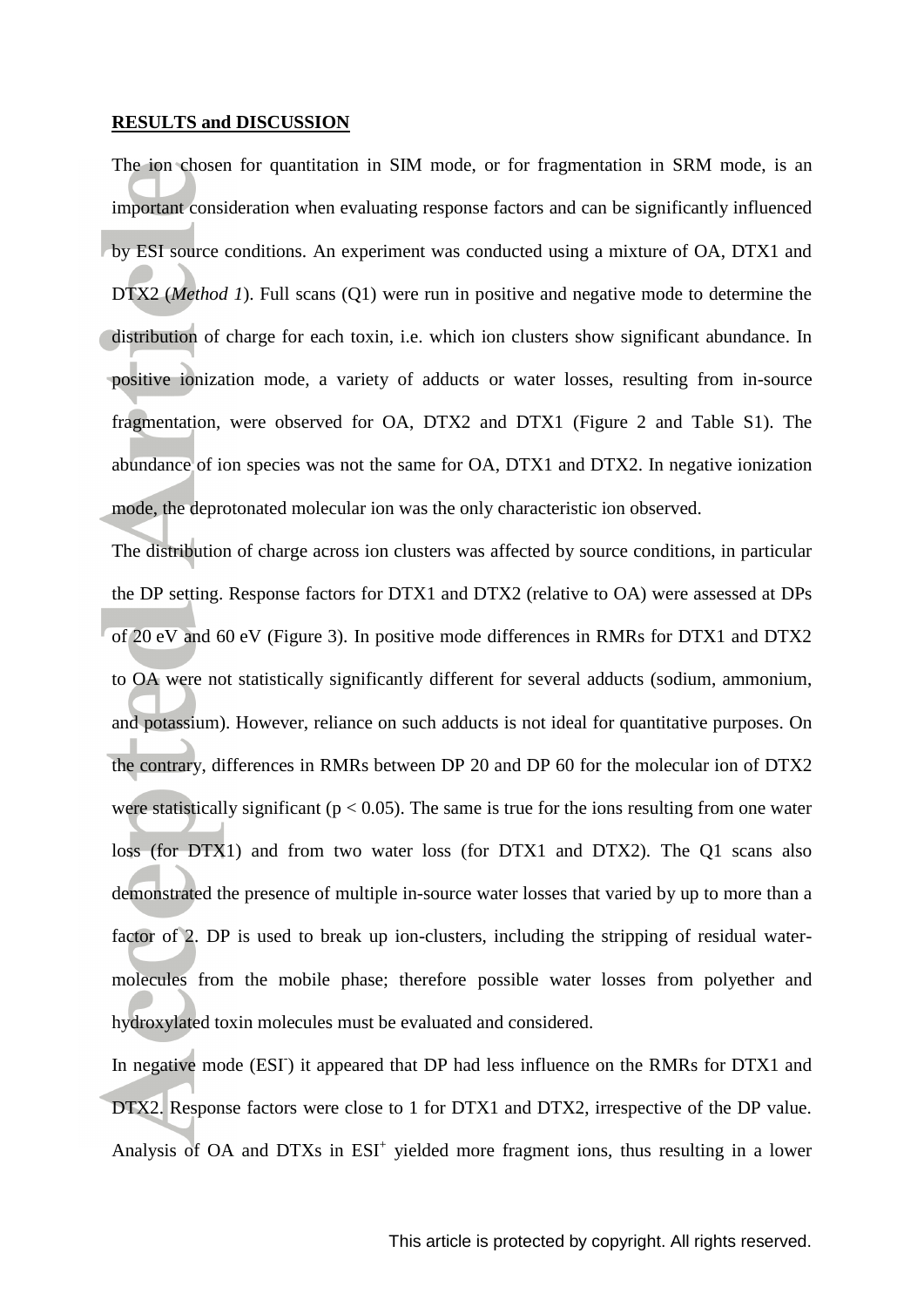**RESULTS and DISCUSSION**

The ion chosen for quantitation in SIM mode, or for fragmentation in SRM mode, is an important consideration when evaluating response factors and can be significantly influenced by ESI source conditions. An experiment was conducted using a mixture of OA, DTX1 and DTX2 (*Method 1*). Full scans (Q1) were run in positive and negative mode to determine the distribution of charge for each toxin, i.e. which ion clusters show significant abundance. In positive ionization mode, a variety of adducts or water losses, resulting from in-source fragmentation, were observed for OA, DTX2 and DTX1 (Figure 2 and Table S1). The abundance of ion species was not the same for OA, DTX1 and DTX2. In negative ionization mode, the deprotonated molecular ion was the only characteristic ion observed.

The distribution of charge across ion clusters was affected by source conditions, in particular the DP setting. Response factors for DTX1 and DTX2 (relative to OA) were assessed at DPs of 20 eV and 60 eV (Figure 3). In positive mode differences in RMRs for DTX1 and DTX2 to OA were not statistically significantly different for several adducts (sodium, ammonium, and potassium). However, reliance on such adducts is not ideal for quantitative purposes. On the contrary, differences in RMRs between DP 20 and DP 60 for the molecular ion of DTX2 were statistically significant ($p < 0.05$). The same is true for the ions resulting from one water loss (for DTX1) and from two water loss (for DTX1 and DTX2). The Q1 scans also demonstrated the presence of multiple in-source water losses that varied by up to more than a factor of 2. DP is used to break up ion-clusters, including the stripping of residual water-molecules from the mobile phase; therefore possible water losses from polyether and hydroxylated toxin molecules must be evaluated and considered.

In negative mode (ESI$^-$) it appeared that DP had less influence on the RMRs for DTX1 and DTX2. Response factors were close to 1 for DTX1 and DTX2, irrespective of the DP value. Analysis of OA and DTXs in ESI$^+$ yielded more fragment ions, thus resulting in a lower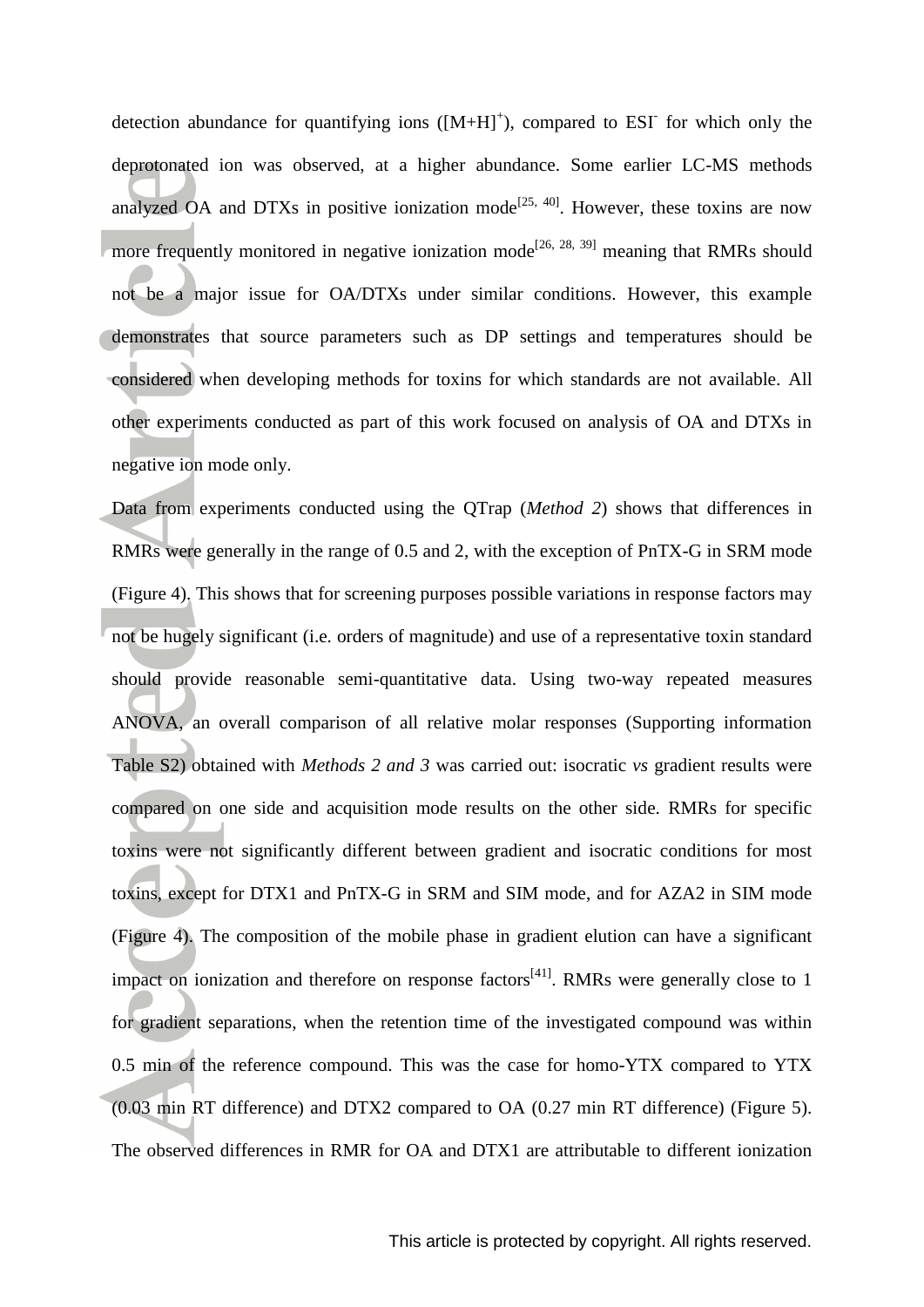detection abundance for quantifying ions ($[M+H]^+$), compared to $ESI^-$ for which only the deprotonated ion was observed, at a higher abundance. Some earlier LC-MS methods analyzed OA and DTXs in positive ionization mode[25, 40]. However, these toxins are now more frequently monitored in negative ionization mode[26, 28, 39] meaning that RMRs should not be a major issue for OA/DTXs under similar conditions. However, this example demonstrates that source parameters such as DP settings and temperatures should be considered when developing methods for toxins for which standards are not available. All other experiments conducted as part of this work focused on analysis of OA and DTXs in negative ion mode only.

Data from experiments conducted using the QTrap (*Method 2*) shows that differences in RMRs were generally in the range of 0.5 and 2, with the exception of PnTX-G in SRM mode (Figure 4). This shows that for screening purposes possible variations in response factors may not be hugely significant (i.e. orders of magnitude) and use of a representative toxin standard should provide reasonable semi-quantitative data. Using two-way repeated measures ANOVA, an overall comparison of all relative molar responses (Supporting information Table S2) obtained with *Methods 2 and 3* was carried out: isocratic *vs* gradient results were compared on one side and acquisition mode results on the other side. RMRs for specific toxins were not significantly different between gradient and isocratic conditions for most toxins, except for DTX1 and PnTX-G in SRM and SIM mode, and for AZA2 in SIM mode (Figure 4). The composition of the mobile phase in gradient elution can have a significant impact on ionization and therefore on response factors[41]. RMRs were generally close to 1 for gradient separations, when the retention time of the investigated compound was within 0.5 min of the reference compound. This was the case for homo-YTX compared to YTX (0.03 min RT difference) and DTX2 compared to OA (0.27 min RT difference) (Figure 5). The observed differences in RMR for OA and DTX1 are attributable to different ionization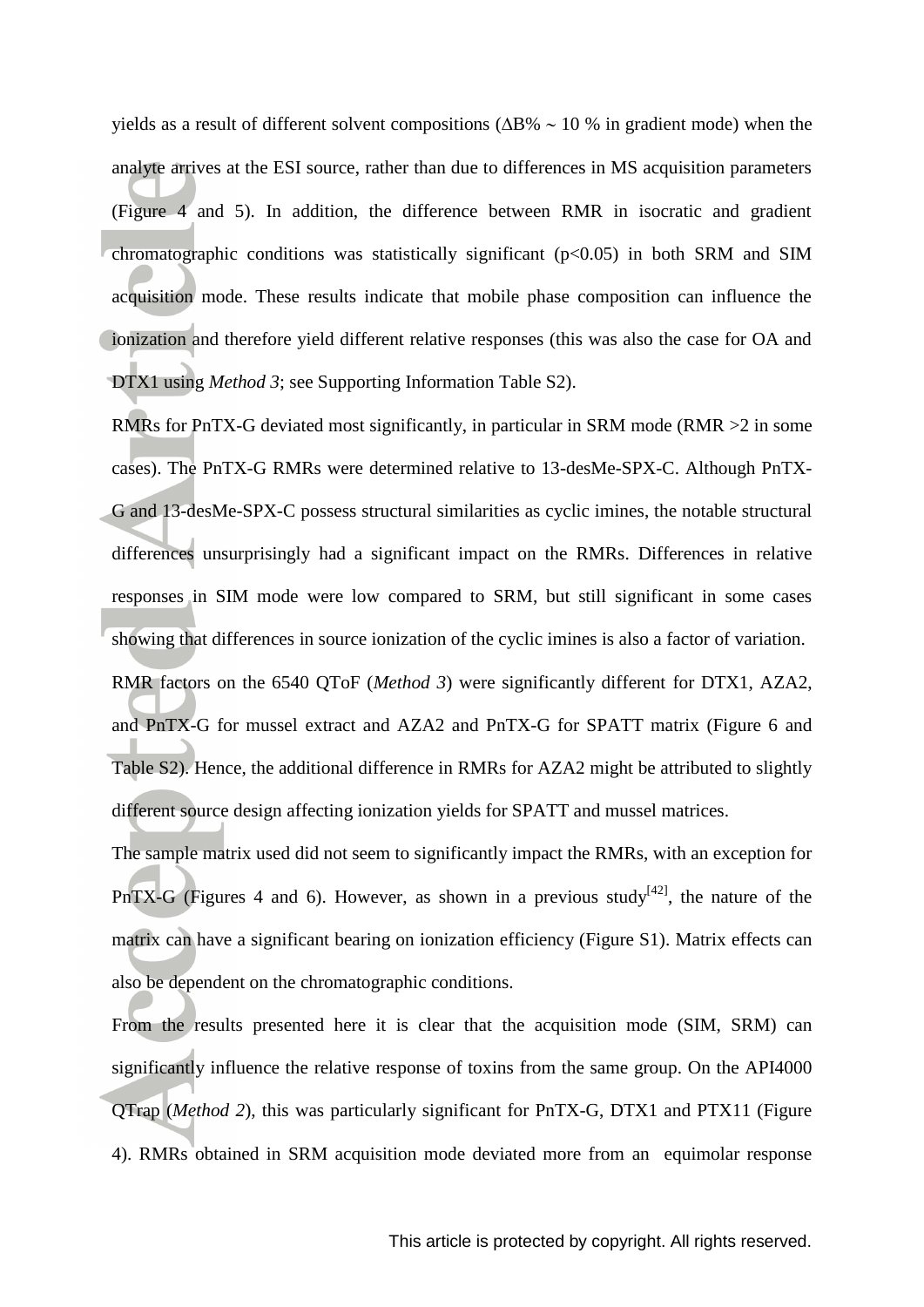yields as a result of different solvent compositions ($\Delta$B% ~ 10 % in gradient mode) when the analyte arrives at the ESI source, rather than due to differences in MS acquisition parameters (Figure 4 and 5). In addition, the difference between RMR in isocratic and gradient chromatographic conditions was statistically significant ($p<0.05$) in both SRM and SIM acquisition mode. These results indicate that mobile phase composition can influence the ionization and therefore yield different relative responses (this was also the case for OA and DTX1 using *Method 3*; see Supporting Information Table S2).

RMRs for PnTX-G deviated most significantly, in particular in SRM mode (RMR >2 in some cases). The PnTX-G RMRs were determined relative to 13-desMe-SPX-C. Although PnTX-G and 13-desMe-SPX-C possess structural similarities as cyclic imines, the notable structural differences unsurprisingly had a significant impact on the RMRs. Differences in relative responses in SIM mode were low compared to SRM, but still significant in some cases showing that differences in source ionization of the cyclic imines is also a factor of variation.

RMR factors on the 6540 QToF (*Method 3*) were significantly different for DTX1, AZA2, and PnTX-G for mussel extract and AZA2 and PnTX-G for SPATT matrix (Figure 6 and Table S2). Hence, the additional difference in RMRs for AZA2 might be attributed to slightly different source design affecting ionization yields for SPATT and mussel matrices.

The sample matrix used did not seem to significantly impact the RMRs, with an exception for PnTX-G (Figures 4 and 6). However, as shown in a previous study[42], the nature of the matrix can have a significant bearing on ionization efficiency (Figure S1). Matrix effects can also be dependent on the chromatographic conditions.

From the results presented here it is clear that the acquisition mode (SIM, SRM) can significantly influence the relative response of toxins from the same group. On the API4000 QTrap (*Method 2*), this was particularly significant for PnTX-G, DTX1 and PTX11 (Figure 4). RMRs obtained in SRM acquisition mode deviated more from an equimolar response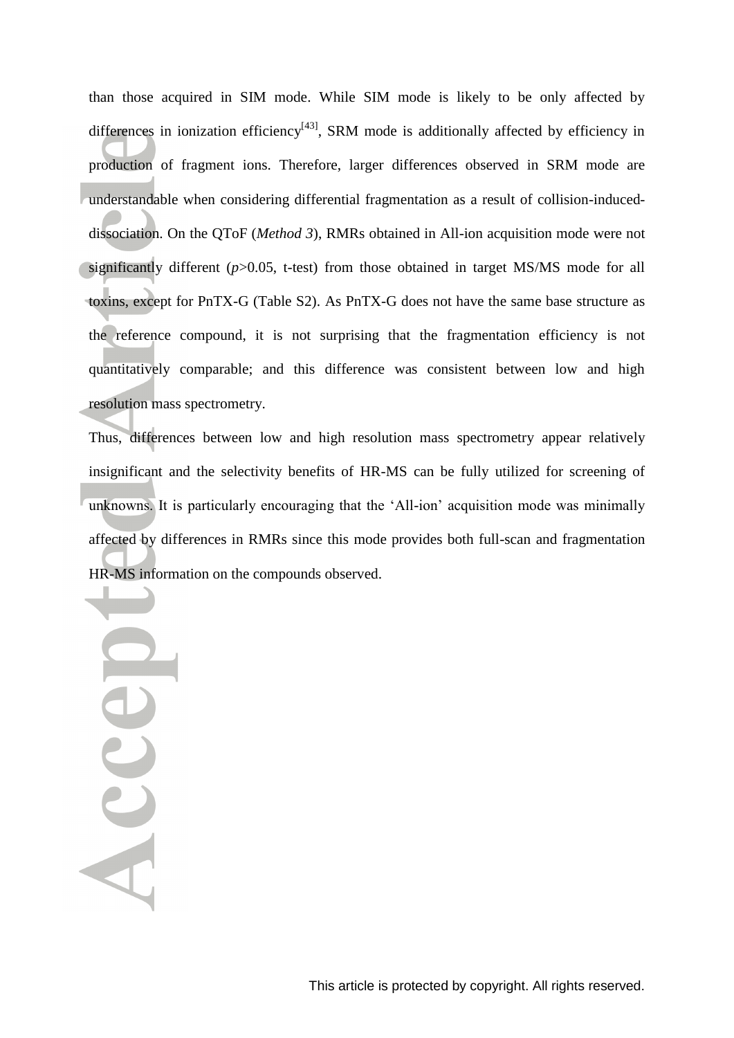than those acquired in SIM mode. While SIM mode is likely to be only affected by differences in ionization efficiency[43], SRM mode is additionally affected by efficiency in production of fragment ions. Therefore, larger differences observed in SRM mode are understandable when considering differential fragmentation as a result of collision-induced-dissociation. On the QToF (*Method 3*), RMRs obtained in All-ion acquisition mode were not significantly different ($p$>0.05, t-test) from those obtained in target MS/MS mode for all toxins, except for PnTX-G (Table S2). As PnTX-G does not have the same base structure as the reference compound, it is not surprising that the fragmentation efficiency is not quantitatively comparable; and this difference was consistent between low and high resolution mass spectrometry.

Thus, differences between low and high resolution mass spectrometry appear relatively insignificant and the selectivity benefits of HR-MS can be fully utilized for screening of unknowns. It is particularly encouraging that the 'All-ion' acquisition mode was minimally affected by differences in RMRs since this mode provides both full-scan and fragmentation HR-MS information on the compounds observed.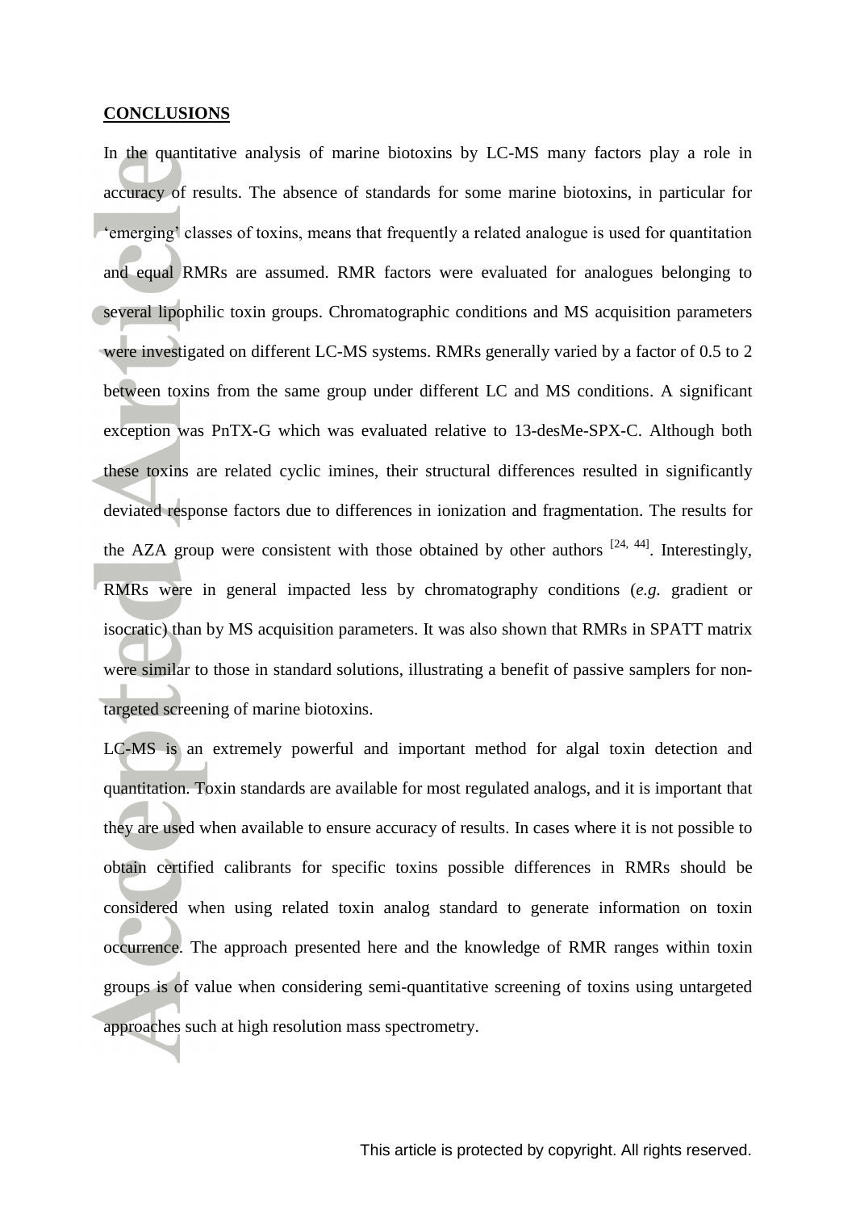## CONCLUSIONS

In the quantitative analysis of marine biotoxins by LC-MS many factors play a role in accuracy of results. The absence of standards for some marine biotoxins, in particular for 'emerging' classes of toxins, means that frequently a related analogue is used for quantitation and equal RMRs are assumed. RMR factors were evaluated for analogues belonging to several lipophilic toxin groups. Chromatographic conditions and MS acquisition parameters were investigated on different LC-MS systems. RMRs generally varied by a factor of 0.5 to 2 between toxins from the same group under different LC and MS conditions. A significant exception was PnTX-G which was evaluated relative to 13-desMe-SPX-C. Although both these toxins are related cyclic imines, their structural differences resulted in significantly deviated response factors due to differences in ionization and fragmentation. The results for the AZA group were consistent with those obtained by other authors [24, 44]. Interestingly, RMRs were in general impacted less by chromatography conditions (*e.g.* gradient or isocratic) than by MS acquisition parameters. It was also shown that RMRs in SPATT matrix were similar to those in standard solutions, illustrating a benefit of passive samplers for non-targeted screening of marine biotoxins.

LC-MS is an extremely powerful and important method for algal toxin detection and quantitation. Toxin standards are available for most regulated analogs, and it is important that they are used when available to ensure accuracy of results. In cases where it is not possible to obtain certified calibrants for specific toxins possible differences in RMRs should be considered when using related toxin analog standard to generate information on toxin occurrence. The approach presented here and the knowledge of RMR ranges within toxin groups is of value when considering semi-quantitative screening of toxins using untargeted approaches such at high resolution mass spectrometry.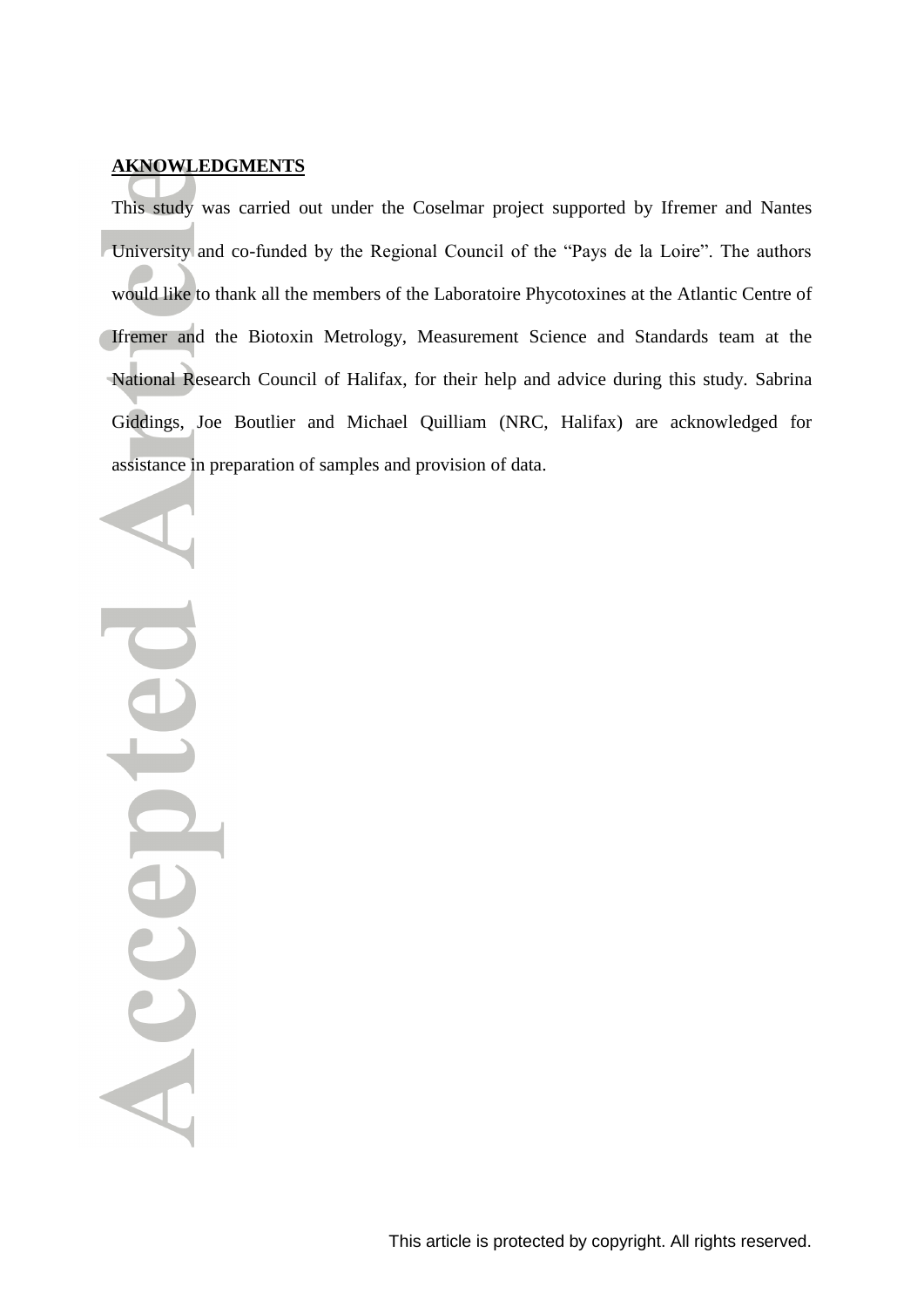## AKNOWLEDGMENTS

This study was carried out under the Coselmar project supported by Ifremer and Nantes University and co-funded by the Regional Council of the "Pays de la Loire". The authors would like to thank all the members of the Laboratoire Phycotoxines at the Atlantic Centre of Ifremer and the Biotoxin Metrology, Measurement Science and Standards team at the National Research Council of Halifax, for their help and advice during this study. Sabrina Giddings, Joe Boutlier and Michael Quilliam (NRC, Halifax) are acknowledged for assistance in preparation of samples and provision of data.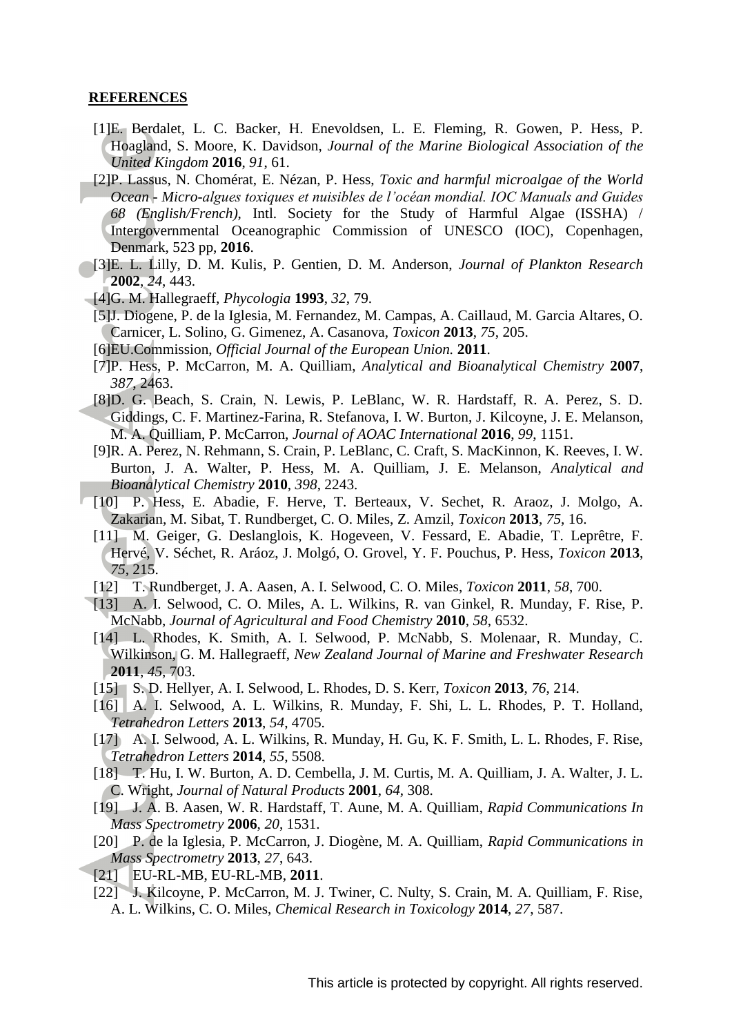**REFERENCES**

[1] E. Berdalet, L. C. Backer, H. Enevoldsen, L. E. Fleming, R. Gowen, P. Hess, P. Hoagland, S. Moore, K. Davidson, *Journal of the Marine Biological Association of the United Kingdom* **2016**, *91*, 61.

[2] P. Lassus, N. Chomérat, E. Nézan, P. Hess, *Toxic and harmful microalgae of the World Ocean - Micro-algues toxiques et nuisibles de l'océan mondial. IOC Manuals and Guides 68 (English/French)*, Intl. Society for the Study of Harmful Algae (ISSHA) / Intergovernmental Oceanographic Commission of UNESCO (IOC), Copenhagen, Denmark, 523 pp, **2016**.

[3] E. L. Lilly, D. M. Kulis, P. Gentien, D. M. Anderson, *Journal of Plankton Research* **2002**, *24*, 443.

[4] G. M. Hallegraeff, *Phycologia* **1993**, *32*, 79.

[5] J. Diogene, P. de la Iglesia, M. Fernandez, M. Campas, A. Caillaud, M. Garcia Altares, O. Carnicer, L. Solino, G. Gimenez, A. Casanova, *Toxicon* **2013**, *75*, 205.

[6] EU.Commission, *Official Journal of the European Union.* **2011**.

[7] P. Hess, P. McCarron, M. A. Quilliam, *Analytical and Bioanalytical Chemistry* **2007**, *387*, 2463.

[8] D. G. Beach, S. Crain, N. Lewis, P. LeBlanc, W. R. Hardstaff, R. A. Perez, S. D. Giddings, C. F. Martinez-Farina, R. Stefanova, I. W. Burton, J. Kilcoyne, J. E. Melanson, M. A. Quilliam, P. McCarron, *Journal of AOAC International* **2016**, *99*, 1151.

[9] R. A. Perez, N. Rehmann, S. Crain, P. LeBlanc, C. Craft, S. MacKinnon, K. Reeves, I. W. Burton, J. A. Walter, P. Hess, M. A. Quilliam, J. E. Melanson, *Analytical and Bioanalytical Chemistry* **2010**, *398*, 2243.

[10] P. Hess, E. Abadie, F. Herve, T. Berteaux, V. Sechet, R. Araoz, J. Molgo, A. Zakarian, M. Sibat, T. Rundberget, C. O. Miles, Z. Amzil, *Toxicon* **2013**, *75*, 16.

[11] M. Geiger, G. Deslanglois, K. Hogeveen, V. Fessard, E. Abadie, T. Leprêtre, F. Hervé, V. Séchet, R. Aráoz, J. Molgó, O. Grovel, Y. F. Pouchus, P. Hess, *Toxicon* **2013**, *75*, 215.

[12] T. Rundberget, J. A. Aasen, A. I. Selwood, C. O. Miles, *Toxicon* **2011**, *58*, 700.

[13] A. I. Selwood, C. O. Miles, A. L. Wilkins, R. van Ginkel, R. Munday, F. Rise, P. McNabb, *Journal of Agricultural and Food Chemistry* **2010**, *58*, 6532.

[14] L. Rhodes, K. Smith, A. I. Selwood, P. McNabb, S. Molenaar, R. Munday, C. Wilkinson, G. M. Hallegraeff, *New Zealand Journal of Marine and Freshwater Research* **2011**, *45*, 703.

[15] S. D. Hellyer, A. I. Selwood, L. Rhodes, D. S. Kerr, *Toxicon* **2013**, *76*, 214.

[16] A. I. Selwood, A. L. Wilkins, R. Munday, F. Shi, L. L. Rhodes, P. T. Holland, *Tetrahedron Letters* **2013**, *54*, 4705.

[17] A. I. Selwood, A. L. Wilkins, R. Munday, H. Gu, K. F. Smith, L. L. Rhodes, F. Rise, *Tetrahedron Letters* **2014**, *55*, 5508.

[18] T. Hu, I. W. Burton, A. D. Cembella, J. M. Curtis, M. A. Quilliam, J. A. Walter, J. L. C. Wright, *Journal of Natural Products* **2001**, *64*, 308.

[19] J. A. B. Aasen, W. R. Hardstaff, T. Aune, M. A. Quilliam, *Rapid Communications In Mass Spectrometry* **2006**, *20*, 1531.

[20] P. de la Iglesia, P. McCarron, J. Diogène, M. A. Quilliam, *Rapid Communications in Mass Spectrometry* **2013**, *27*, 643.

[21] EU-RL-MB, EU-RL-MB, **2011**.

[22] J. Kilcoyne, P. McCarron, M. J. Twiner, C. Nulty, S. Crain, M. A. Quilliam, F. Rise, A. L. Wilkins, C. O. Miles, *Chemical Research in Toxicology* **2014**, *27*, 587.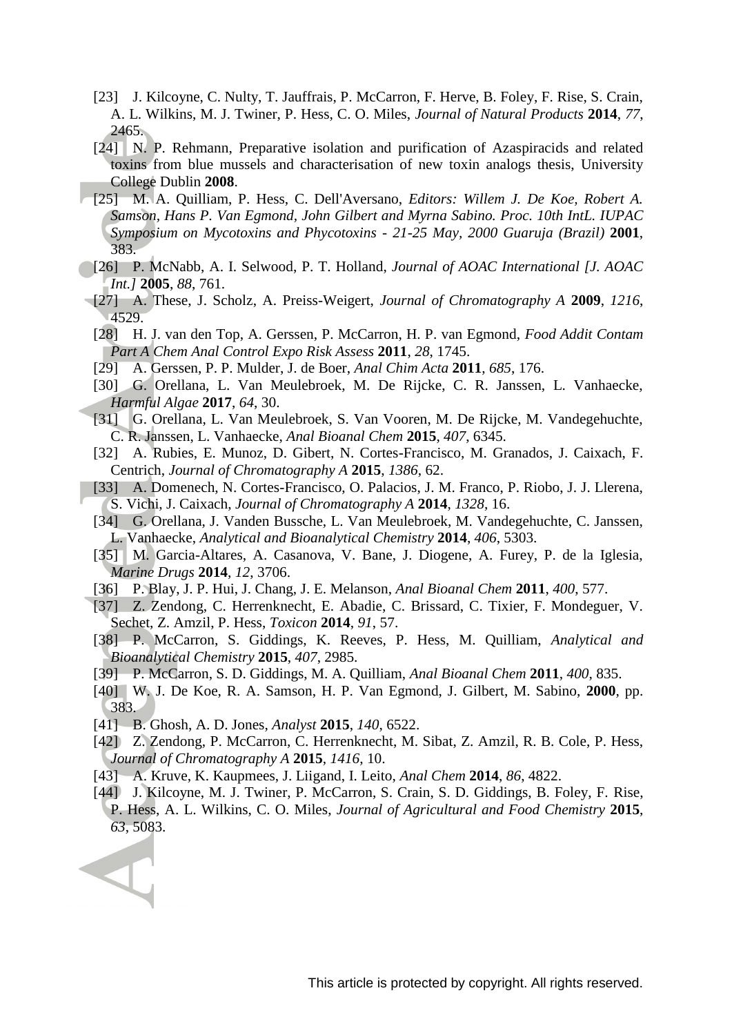[23] J. Kilcoyne, C. Nulty, T. Jauffrais, P. McCarron, F. Herve, B. Foley, F. Rise, S. Crain, A. L. Wilkins, M. J. Twiner, P. Hess, C. O. Miles, *Journal of Natural Products* **2014**, *77*, 2465.

[24] N. P. Rehmann, Preparative isolation and purification of Azaspiracids and related toxins from blue mussels and characterisation of new toxin analogs thesis, University College Dublin **2008**.

[25] M. A. Quilliam, P. Hess, C. Dell'Aversano, *Editors: Willem J. De Koe, Robert A. Samson, Hans P. Van Egmond, John Gilbert and Myrna Sabino. Proc. 10th IntL. IUPAC Symposium on Mycotoxins and Phycotoxins - 21-25 May, 2000 Guaruja (Brazil)* **2001**, 383.

[26] P. McNabb, A. I. Selwood, P. T. Holland, *Journal of AOAC International [J. AOAC Int.]* **2005**, *88*, 761.

[27] A. These, J. Scholz, A. Preiss-Weigert, *Journal of Chromatography A* **2009**, *1216*, 4529.

[28] H. J. van den Top, A. Gerssen, P. McCarron, H. P. van Egmond, *Food Addit Contam Part A Chem Anal Control Expo Risk Assess* **2011**, *28*, 1745.

[29] A. Gerssen, P. P. Mulder, J. de Boer, *Anal Chim Acta* **2011**, *685*, 176.

[30] G. Orellana, L. Van Meulebroek, M. De Rijcke, C. R. Janssen, L. Vanhaecke, *Harmful Algae* **2017**, *64*, 30.

[31] G. Orellana, L. Van Meulebroek, S. Van Vooren, M. De Rijcke, M. Vandegehuchte, C. R. Janssen, L. Vanhaecke, *Anal Bioanal Chem* **2015**, *407*, 6345.

[32] A. Rubies, E. Munoz, D. Gibert, N. Cortes-Francisco, M. Granados, J. Caixach, F. Centrich, *Journal of Chromatography A* **2015**, *1386*, 62.

[33] A. Domenech, N. Cortes-Francisco, O. Palacios, J. M. Franco, P. Riobo, J. J. Llerena, S. Vichi, J. Caixach, *Journal of Chromatography A* **2014**, *1328*, 16.

[34] G. Orellana, J. Vanden Bussche, L. Van Meulebroek, M. Vandegehuchte, C. Janssen, L. Vanhaecke, *Analytical and Bioanalytical Chemistry* **2014**, *406*, 5303.

[35] M. Garcia-Altares, A. Casanova, V. Bane, J. Diogene, A. Furey, P. de la Iglesia, *Marine Drugs* **2014**, *12*, 3706.

[36] P. Blay, J. P. Hui, J. Chang, J. E. Melanson, *Anal Bioanal Chem* **2011**, *400*, 577.

[37] Z. Zendong, C. Herrenknecht, E. Abadie, C. Brissard, C. Tixier, F. Mondeguer, V. Sechet, Z. Amzil, P. Hess, *Toxicon* **2014**, *91*, 57.

[38] P. McCarron, S. Giddings, K. Reeves, P. Hess, M. Quilliam, *Analytical and Bioanalytical Chemistry* **2015**, *407*, 2985.

[39] P. McCarron, S. D. Giddings, M. A. Quilliam, *Anal Bioanal Chem* **2011**, *400*, 835.

[40] W. J. De Koe, R. A. Samson, H. P. Van Egmond, J. Gilbert, M. Sabino, **2000**, pp. 383.

[41] B. Ghosh, A. D. Jones, *Analyst* **2015**, *140*, 6522.

[42] Z. Zendong, P. McCarron, C. Herrenknecht, M. Sibat, Z. Amzil, R. B. Cole, P. Hess, *Journal of Chromatography A* **2015**, *1416*, 10.

[43] A. Kruve, K. Kaupmees, J. Liigand, I. Leito, *Anal Chem* **2014**, *86*, 4822.

[44] J. Kilcoyne, M. J. Twiner, P. McCarron, S. Crain, S. D. Giddings, B. Foley, F. Rise, P. Hess, A. L. Wilkins, C. O. Miles, *Journal of Agricultural and Food Chemistry* **2015**, *63*, 5083.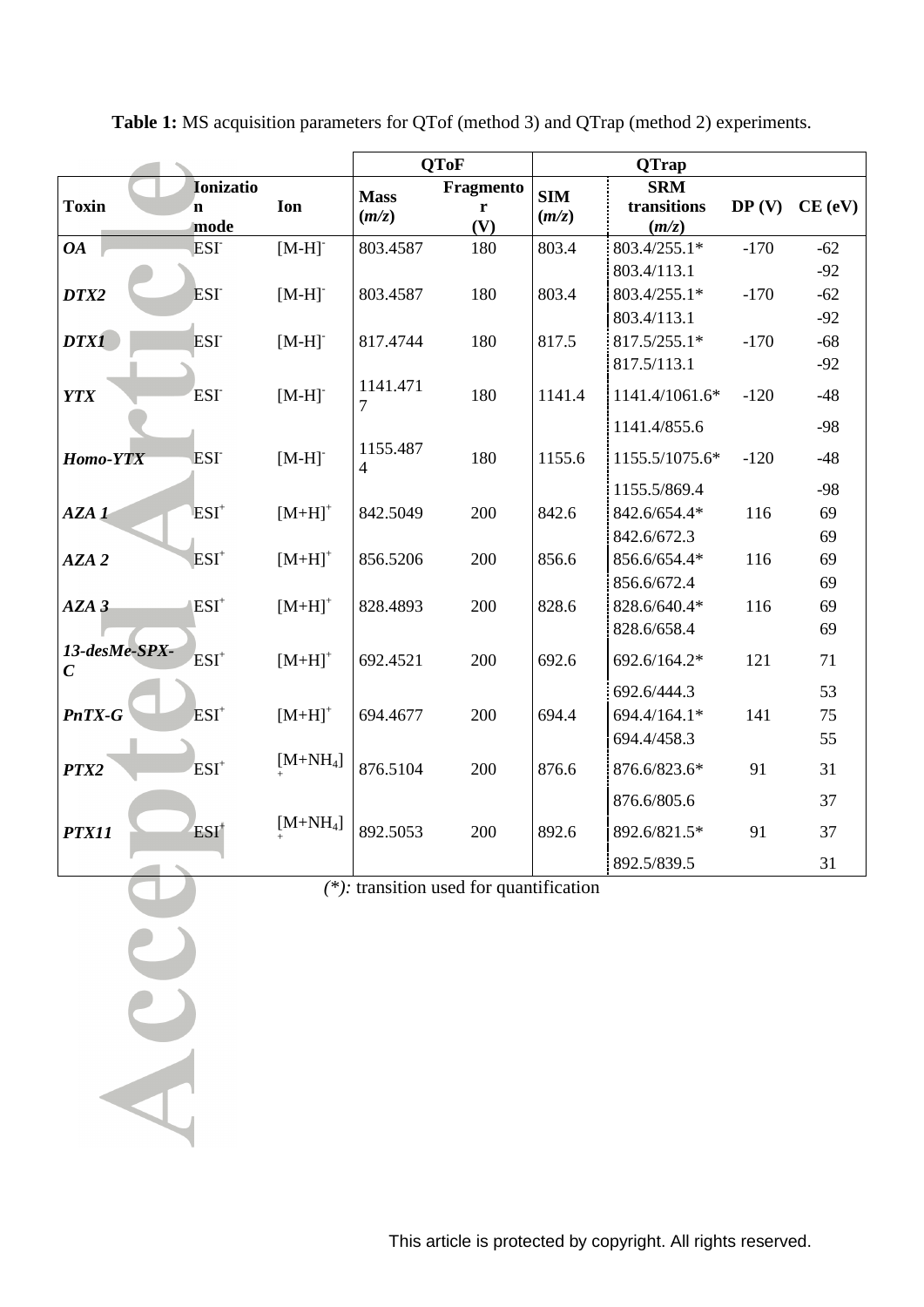**Table 1:** MS acquisition parameters for QTof (method 3) and QTrap (method 2) experiments.

| | | | QToF | | QTrap | | | |
|---|---|---|---|---|---|---|---|---|
| **Toxin** | **Ionization mode** | **Ion** | **Mass (*m/z*)** | **Fragmentor (V)** | **SIM (*m/z*)** | **SRM transitions (*m/z*)** | **DP (V)** | **CE (eV)** |
| ***OA*** | $ESI^-$ | $[M-H]^-$ | 803.4587 | 180 | 803.4 | 803.4/255.1* | -170 | -62 |
| | | | | | | 803.4/113.1 | | -92 |
| ***DTX2*** | $ESI^-$ | $[M-H]^-$ | 803.4587 | 180 | 803.4 | 803.4/255.1* | -170 | -62 |
| | | | | | | 803.4/113.1 | | -92 |
| ***DTX1*** | $ESI^-$ | $[M-H]^-$ | 817.4744 | 180 | 817.5 | 817.5/255.1* | -170 | -68 |
| | | | | | | 817.5/113.1 | | -92 |
| ***YTX*** | $ESI^-$ | $[M-H]^-$ | 1141.4717 | 180 | 1141.4 | 1141.4/1061.6* | -120 | -48 |
| | | | | | | 1141.4/855.6 | | -98 |
| ***Homo-YTX*** | $ESI^-$ | $[M-H]^-$ | 1155.4874 | 180 | 1155.6 | 1155.5/1075.6* | -120 | -48 |
| | | | | | | 1155.5/869.4 | | -98 |
| ***AZA 1*** | $ESI^+$ | $[M+H]^+$ | 842.5049 | 200 | 842.6 | 842.6/654.4* | 116 | 69 |
| | | | | | | 842.6/672.3 | | 69 |
| ***AZA 2*** | $ESI^+$ | $[M+H]^+$ | 856.5206 | 200 | 856.6 | 856.6/654.4* | 116 | 69 |
| | | | | | | 856.6/672.4 | | 69 |
| ***AZA 3*** | $ESI^+$ | $[M+H]^+$ | 828.4893 | 200 | 828.6 | 828.6/640.4* | 116 | 69 |
| | | | | | | 828.6/658.4 | | 69 |
| ***13-desMe-SPX-C*** | $ESI^+$ | $[M+H]^+$ | 692.4521 | 200 | 692.6 | 692.6/164.2* | 121 | 71 |
| | | | | | | 692.6/444.3 | | 53 |
| ***PnTX-G*** | $ESI^+$ | $[M+H]^+$ | 694.4677 | 200 | 694.4 | 694.4/164.1* | 141 | 75 |
| | | | | | | 694.4/458.3 | | 55 |
| ***PTX2*** | $ESI^+$ | $[M+NH_4]^+$ | 876.5104 | 200 | 876.6 | 876.6/823.6* | 91 | 31 |
| | | | | | | 876.6/805.6 | | 37 |
| ***PTX11*** | $ESI^+$ | $[M+NH_4]^+$ | 892.5053 | 200 | 892.6 | 892.6/821.5* | 91 | 37 |
| | | | | | | 892.5/839.5 | | 31 |

*(\*)*: transition used for quantification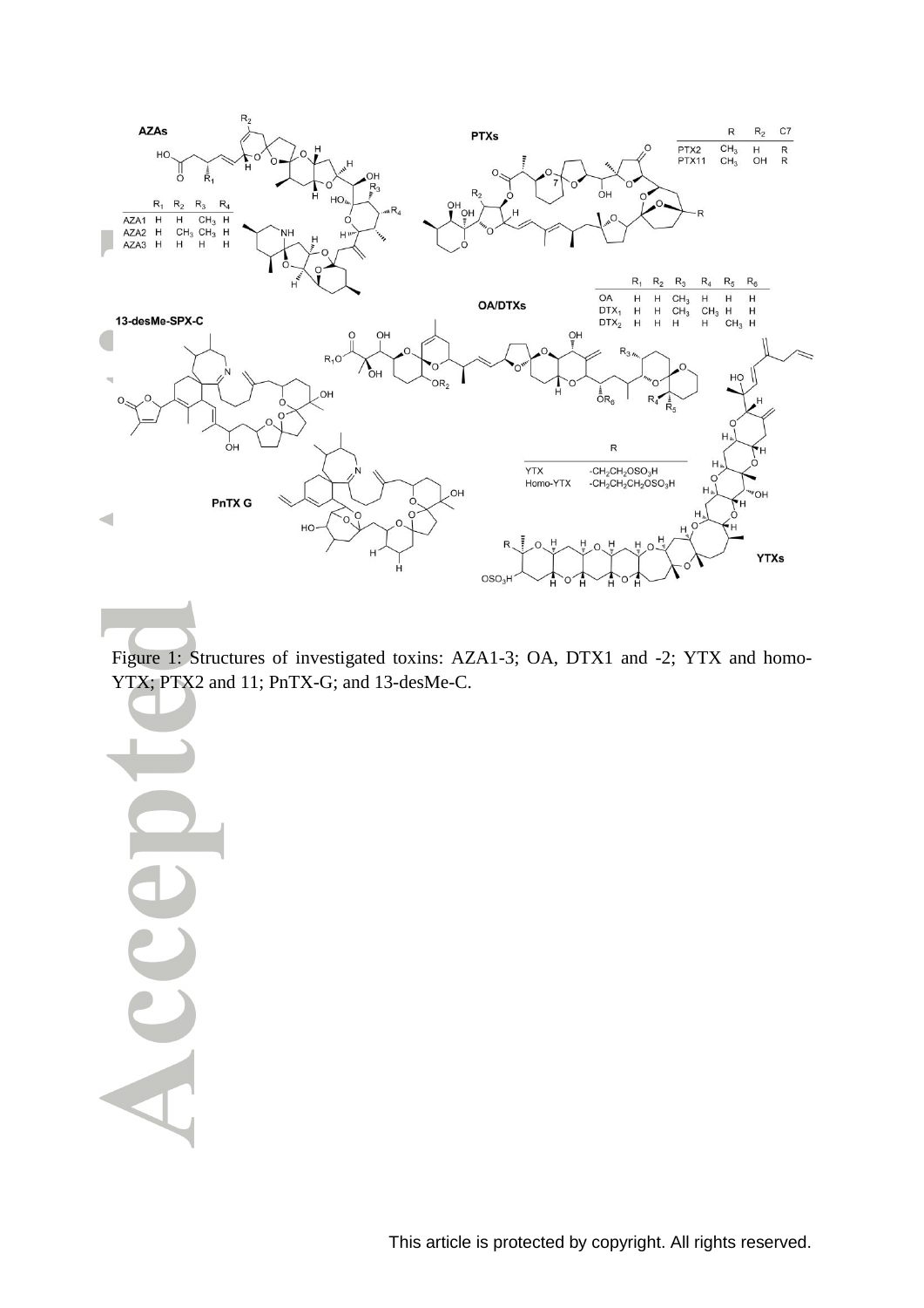Figure 1: Structures of investigated toxins: AZA1-3; OA, DTX1 and -2; YTX and homo-YTX; PTX2 and 11; PnTX-G; and 13-desMe-C.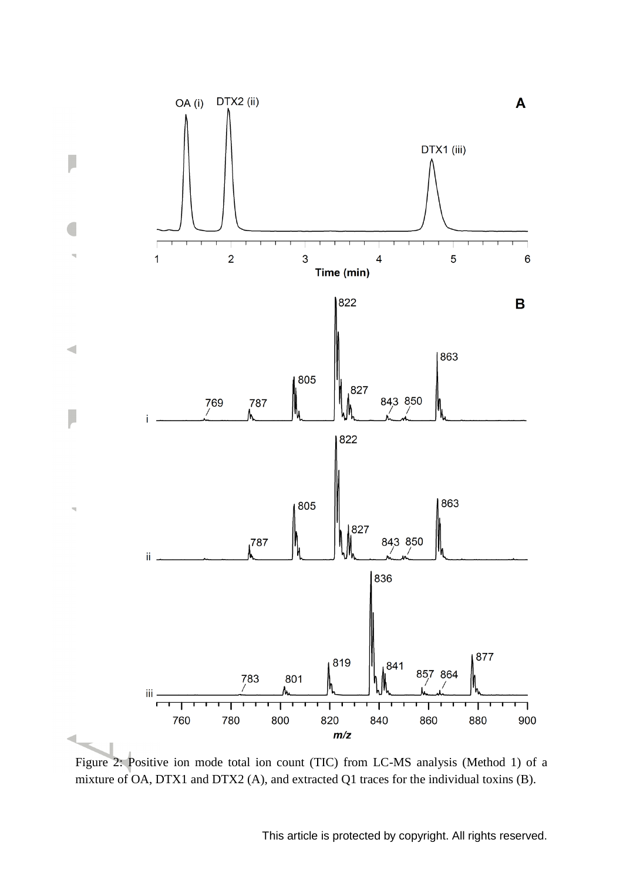Figure 2: Positive ion mode total ion count (TIC) from LC-MS analysis (Method 1) of a mixture of OA, DTX1 and DTX2 (A), and extracted Q1 traces for the individual toxins (B).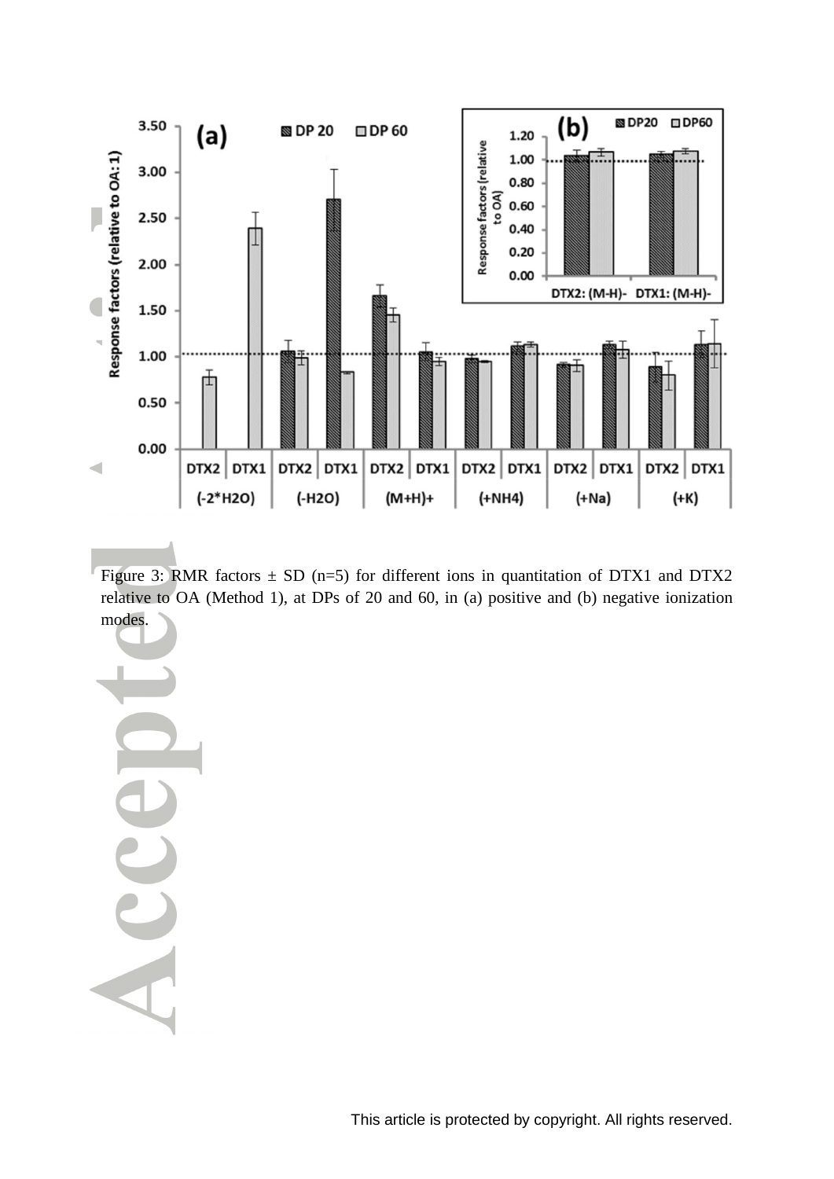Figure 3: RMR factors ± SD (n=5) for different ions in quantitation of DTX1 and DTX2 relative to OA (Method 1), at DPs of 20 and 60, in (a) positive and (b) negative ionization modes.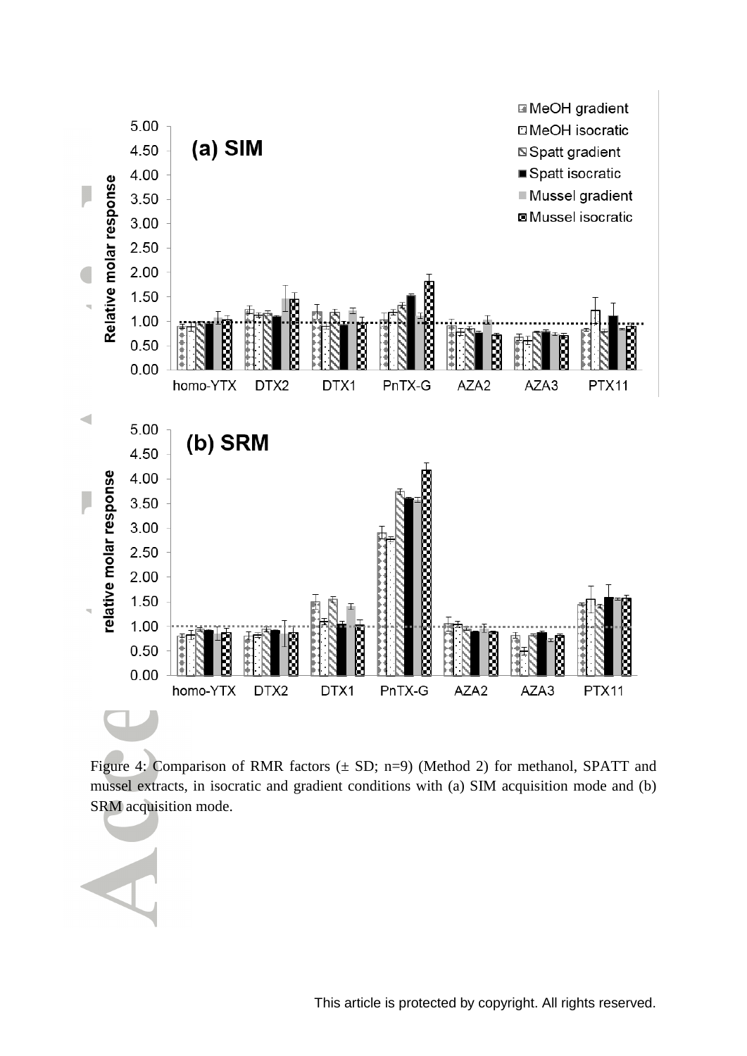Figure 4: Comparison of RMR factors (± SD; n=9) (Method 2) for methanol, SPATT and mussel extracts, in isocratic and gradient conditions with (a) SIM acquisition mode and (b) SRM acquisition mode.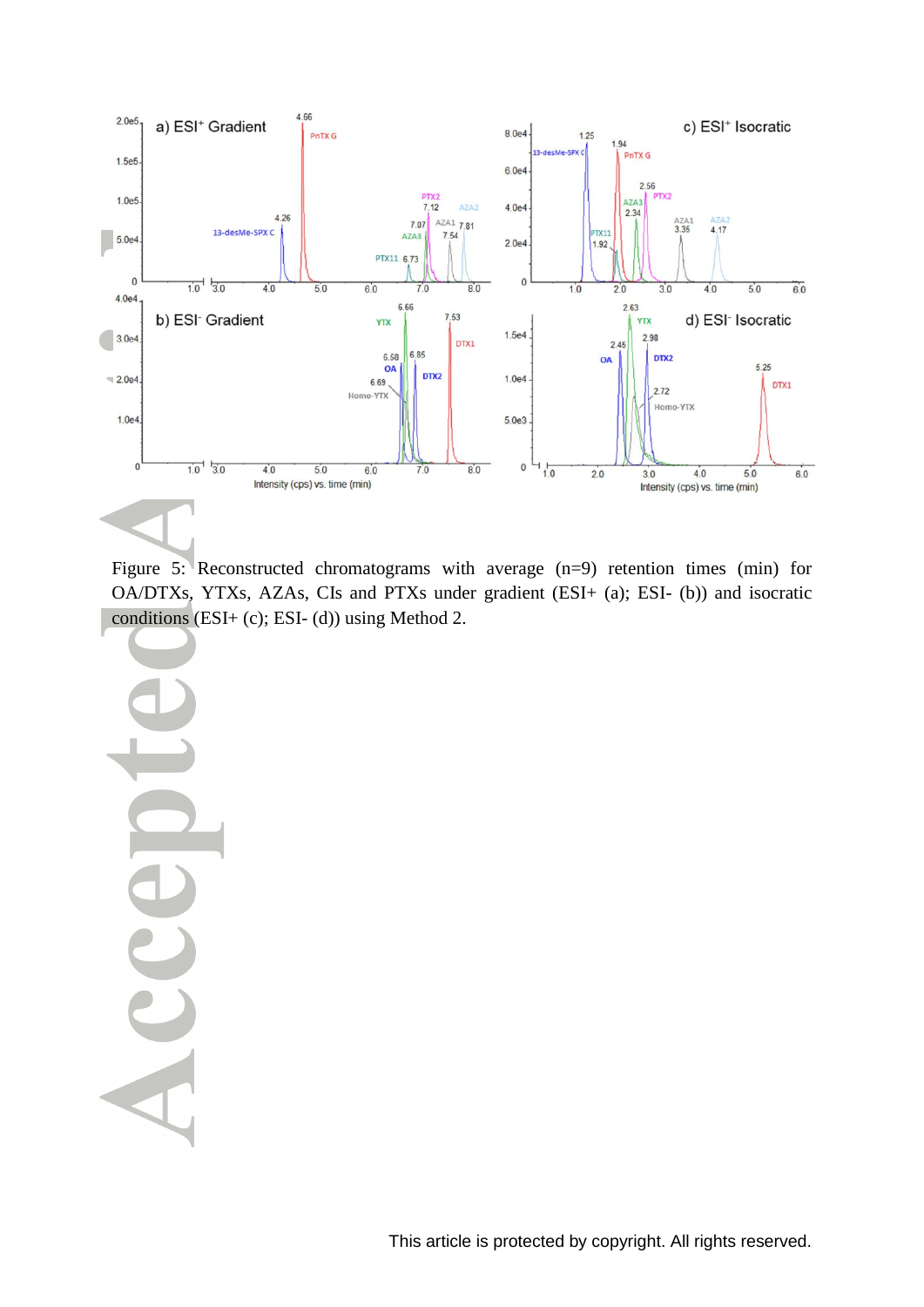Figure 5: Reconstructed chromatograms with average (n=9) retention times (min) for OA/DTXs, YTXs, AZAs, CIs and PTXs under gradient (ESI+ (a); ESI- (b)) and isocratic conditions (ESI+ (c); ESI- (d)) using Method 2.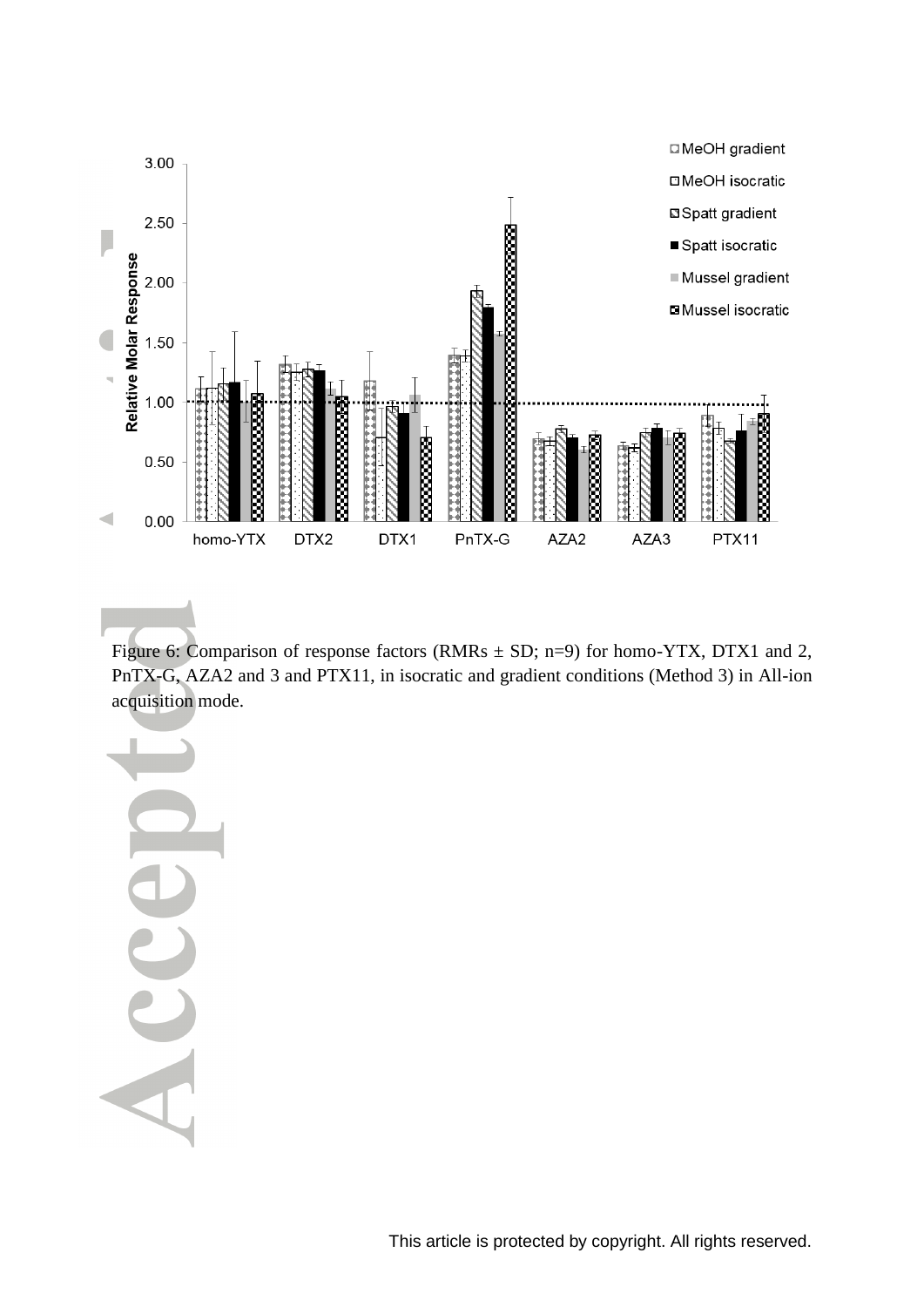3.00
2.50
2.00
1.50
1.00
0.50
0.00

Relative Molar Response

MeOH gradient
MeOH isocratic
Spatt gradient
Spatt isocratic
Mussel gradient
Mussel isocratic

homo-YTX
DTX2
DTX1
PnTX-G
AZA2
AZA3
PTX11

Figure 6: Comparison of response factors (RMRs ± SD; n=9) for homo-YTX, DTX1 and 2, PnTX-G, AZA2 and 3 and PTX11, in isocratic and gradient conditions (Method 3) in All-ion acquisition mode.